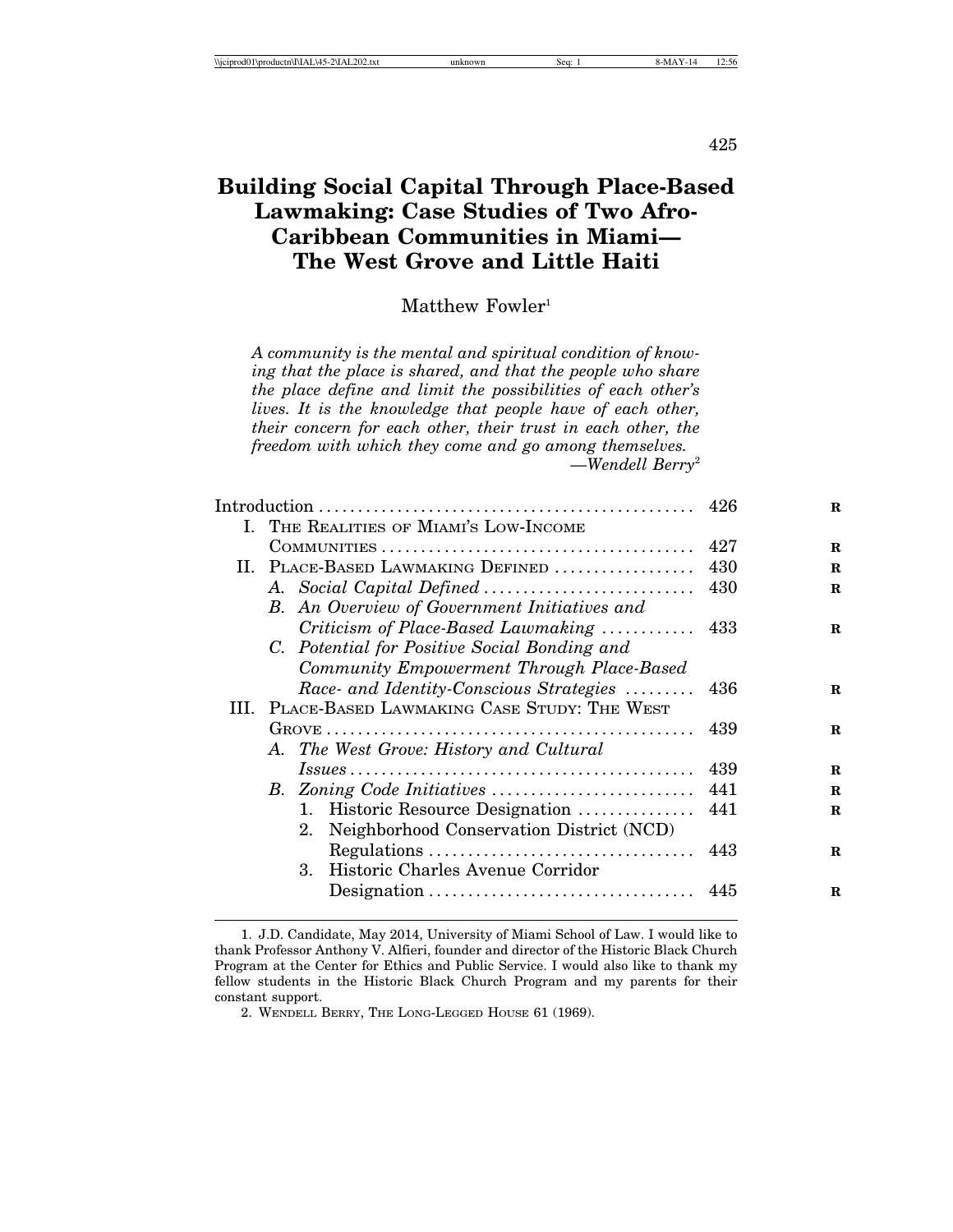# Building Social Capital Through Place-Based Lawmaking: Case Studies of Two Afro-Caribbean Communities in Miami— The West Grove and Little Haiti

Matthew Fowler[1]

*A community is the mental and spiritual condition of knowing that the place is shared, and that the people who share the place define and limit the possibilities of each other's lives. It is the knowledge that people have of each other, their concern for each other, their trust in each other, the freedom with which they come and go among themselves.*
—*Wendell Berry*[2]

| | |
|---|---|
| Introduction | 426 |
| I. The Realities of Miami's Low-Income Communities | 427 |
| II. Place-Based Lawmaking Defined | 430 |
| A. *Social Capital Defined* | 430 |
| B. *An Overview of Government Initiatives and Criticism of Place-Based Lawmaking* | 433 |
| C. *Potential for Positive Social Bonding and Community Empowerment Through Place-Based Race- and Identity-Conscious Strategies* | 436 |
| III. Place-Based Lawmaking Case Study: The West Grove | 439 |
| A. *The West Grove: History and Cultural Issues* | 439 |
| B. *Zoning Code Initiatives* | 441 |
| 1. Historic Resource Designation | 441 |
| 2. Neighborhood Conservation District (NCD) Regulations | 443 |
| 3. Historic Charles Avenue Corridor Designation | 445 |

1. J.D. Candidate, May 2014, University of Miami School of Law. I would like to thank Professor Anthony V. Alfieri, founder and director of the Historic Black Church Program at the Center for Ethics and Public Service. I would also like to thank my fellow students in the Historic Black Church Program and my parents for their constant support.

2. Wendell Berry, The Long-Legged House 61 (1969).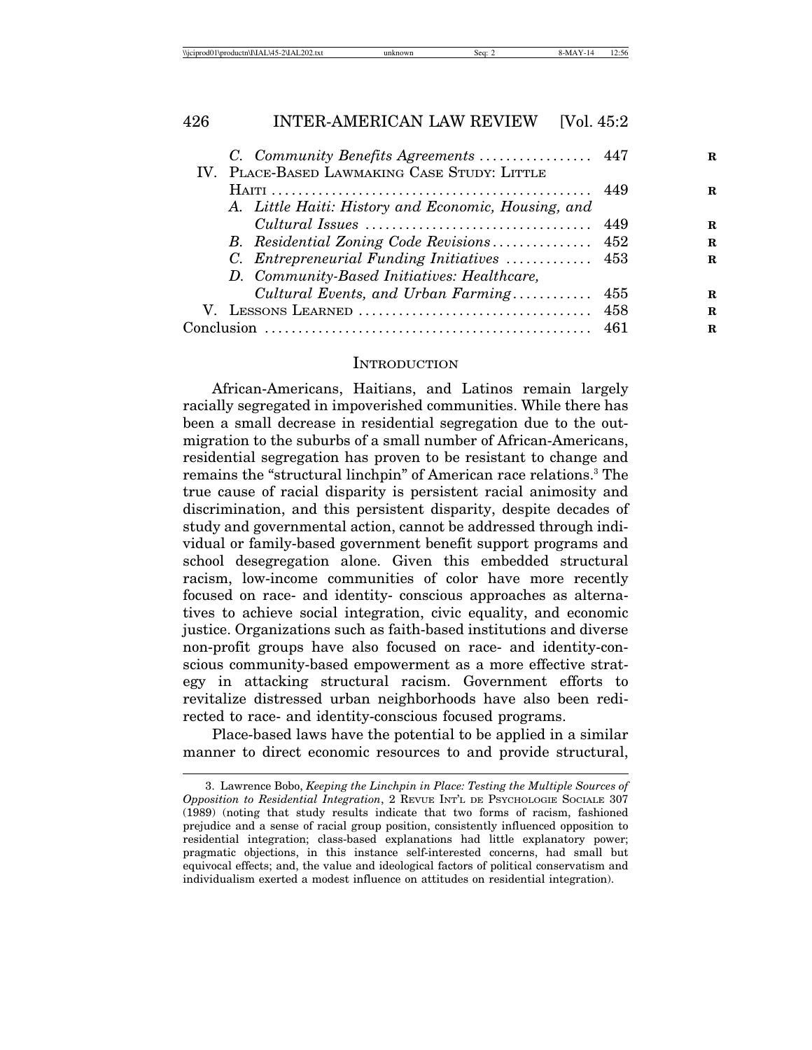C. *Community Benefits Agreements* ................ 447
IV. PLACE-BASED LAWMAKING CASE STUDY: LITTLE HAITI ................................................ 449
A. *Little Haiti: History and Economic, Housing, and Cultural Issues* ................................. 449
B. *Residential Zoning Code Revisions* .............. 452
C. *Entrepreneurial Funding Initiatives* ............ 453
D. *Community-Based Initiatives: Healthcare, Cultural Events, and Urban Farming* ........... 455
V. LESSONS LEARNED .................................. 458
Conclusion ................................................ 461

## INTRODUCTION

African-Americans, Haitians, and Latinos remain largely racially segregated in impoverished communities. While there has been a small decrease in residential segregation due to the out-migration to the suburbs of a small number of African-Americans, residential segregation has proven to be resistant to change and remains the "structural linchpin" of American race relations.[3] The true cause of racial disparity is persistent racial animosity and discrimination, and this persistent disparity, despite decades of study and governmental action, cannot be addressed through individual or family-based government benefit support programs and school desegregation alone. Given this embedded structural racism, low-income communities of color have more recently focused on race- and identity- conscious approaches as alternatives to achieve social integration, civic equality, and economic justice. Organizations such as faith-based institutions and diverse non-profit groups have also focused on race- and identity-conscious community-based empowerment as a more effective strategy in attacking structural racism. Government efforts to revitalize distressed urban neighborhoods have also been redirected to race- and identity-conscious focused programs.

Place-based laws have the potential to be applied in a similar manner to direct economic resources to and provide structural,

3. Lawrence Bobo, *Keeping the Linchpin in Place: Testing the Multiple Sources of Opposition to Residential Integration*, 2 REVUE INT'L DE PSYCHOLOGIE SOCIALE 307 (1989) (noting that study results indicate that two forms of racism, fashioned prejudice and a sense of racial group position, consistently influenced opposition to residential integration; class-based explanations had little explanatory power; pragmatic objections, in this instance self-interested concerns, had small but equivocal effects; and, the value and ideological factors of political conservatism and individualism exerted a modest influence on attitudes on residential integration).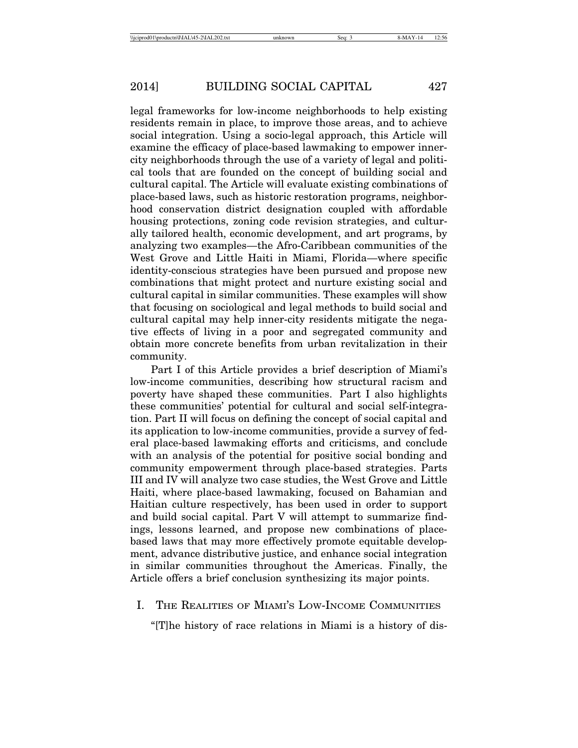legal frameworks for low-income neighborhoods to help existing residents remain in place, to improve those areas, and to achieve social integration. Using a socio-legal approach, this Article will examine the efficacy of place-based lawmaking to empower inner-city neighborhoods through the use of a variety of legal and political tools that are founded on the concept of building social and cultural capital. The Article will evaluate existing combinations of place-based laws, such as historic restoration programs, neighborhood conservation district designation coupled with affordable housing protections, zoning code revision strategies, and culturally tailored health, economic development, and art programs, by analyzing two examples—the Afro-Caribbean communities of the West Grove and Little Haiti in Miami, Florida—where specific identity-conscious strategies have been pursued and propose new combinations that might protect and nurture existing social and cultural capital in similar communities. These examples will show that focusing on sociological and legal methods to build social and cultural capital may help inner-city residents mitigate the negative effects of living in a poor and segregated community and obtain more concrete benefits from urban revitalization in their community.

Part I of this Article provides a brief description of Miami's low-income communities, describing how structural racism and poverty have shaped these communities. Part I also highlights these communities' potential for cultural and social self-integration. Part II will focus on defining the concept of social capital and its application to low-income communities, provide a survey of federal place-based lawmaking efforts and criticisms, and conclude with an analysis of the potential for positive social bonding and community empowerment through place-based strategies. Parts III and IV will analyze two case studies, the West Grove and Little Haiti, where place-based lawmaking, focused on Bahamian and Haitian culture respectively, has been used in order to support and build social capital. Part V will attempt to summarize findings, lessons learned, and propose new combinations of place-based laws that may more effectively promote equitable development, advance distributive justice, and enhance social integration in similar communities throughout the Americas. Finally, the Article offers a brief conclusion synthesizing its major points.

## I. The Realities of Miami's Low-Income Communities

"[T]he history of race relations in Miami is a history of dis-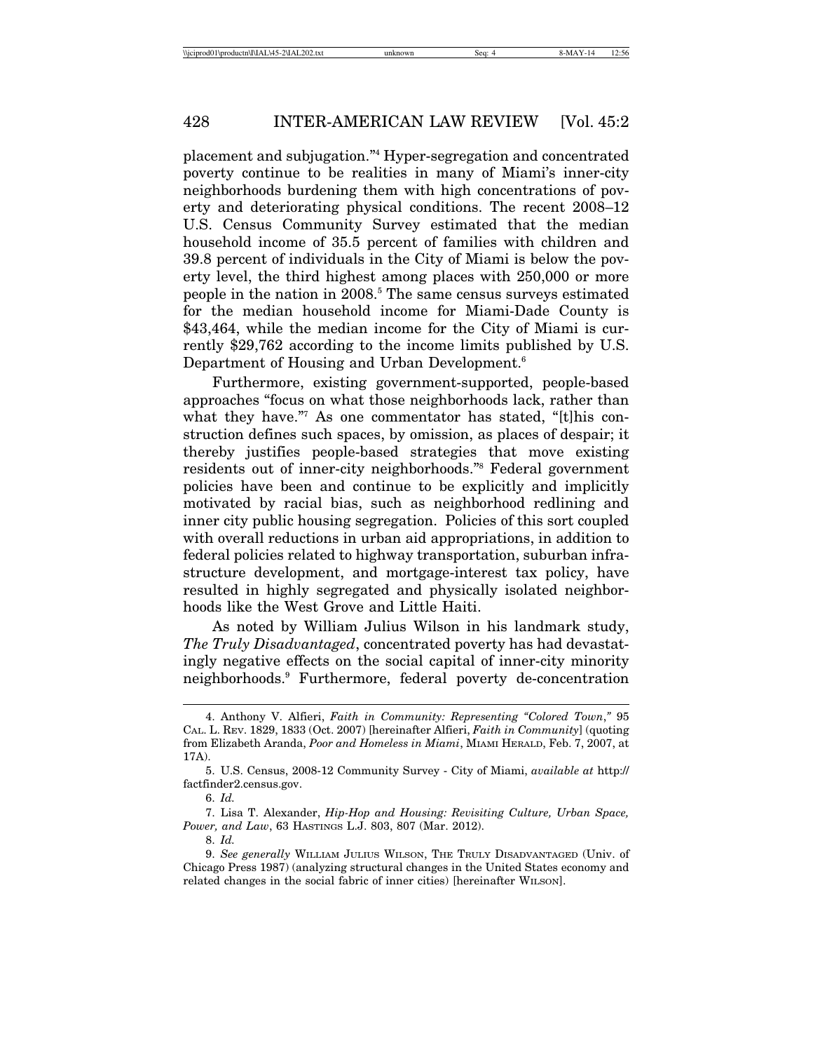placement and subjugation."[4] Hyper-segregation and concentrated poverty continue to be realities in many of Miami's inner-city neighborhoods burdening them with high concentrations of poverty and deteriorating physical conditions. The recent 2008–12 U.S. Census Community Survey estimated that the median household income of 35.5 percent of families with children and 39.8 percent of individuals in the City of Miami is below the poverty level, the third highest among places with 250,000 or more people in the nation in 2008.[5] The same census surveys estimated for the median household income for Miami-Dade County is $43,464, while the median income for the City of Miami is currently $29,762 according to the income limits published by U.S. Department of Housing and Urban Development.[6]

Furthermore, existing government-supported, people-based approaches "focus on what those neighborhoods lack, rather than what they have."[7] As one commentator has stated, "[t]his construction defines such spaces, by omission, as places of despair; it thereby justifies people-based strategies that move existing residents out of inner-city neighborhoods."[8] Federal government policies have been and continue to be explicitly and implicitly motivated by racial bias, such as neighborhood redlining and inner city public housing segregation. Policies of this sort coupled with overall reductions in urban aid appropriations, in addition to federal policies related to highway transportation, suburban infrastructure development, and mortgage-interest tax policy, have resulted in highly segregated and physically isolated neighborhoods like the West Grove and Little Haiti.

As noted by William Julius Wilson in his landmark study, *The Truly Disadvantaged*, concentrated poverty has had devastatingly negative effects on the social capital of inner-city minority neighborhoods.[9] Furthermore, federal poverty de-concentration

---

4. Anthony V. Alfieri, *Faith in Community: Representing "Colored Town*," 95 CAL. L. REV. 1829, 1833 (Oct. 2007) [hereinafter Alfieri, *Faith in Community*] (quoting from Elizabeth Aranda, *Poor and Homeless in Miami*, MIAMI HERALD, Feb. 7, 2007, at 17A).

5. U.S. Census, 2008-12 Community Survey - City of Miami, *available at* http://factfinder2.census.gov.

6. *Id.*

7. Lisa T. Alexander, *Hip-Hop and Housing: Revisiting Culture, Urban Space, Power, and Law*, 63 HASTINGS L.J. 803, 807 (Mar. 2012).

8. *Id.*

9. *See generally* WILLIAM JULIUS WILSON, THE TRULY DISADVANTAGED (Univ. of Chicago Press 1987) (analyzing structural changes in the United States economy and related changes in the social fabric of inner cities) [hereinafter WILSON].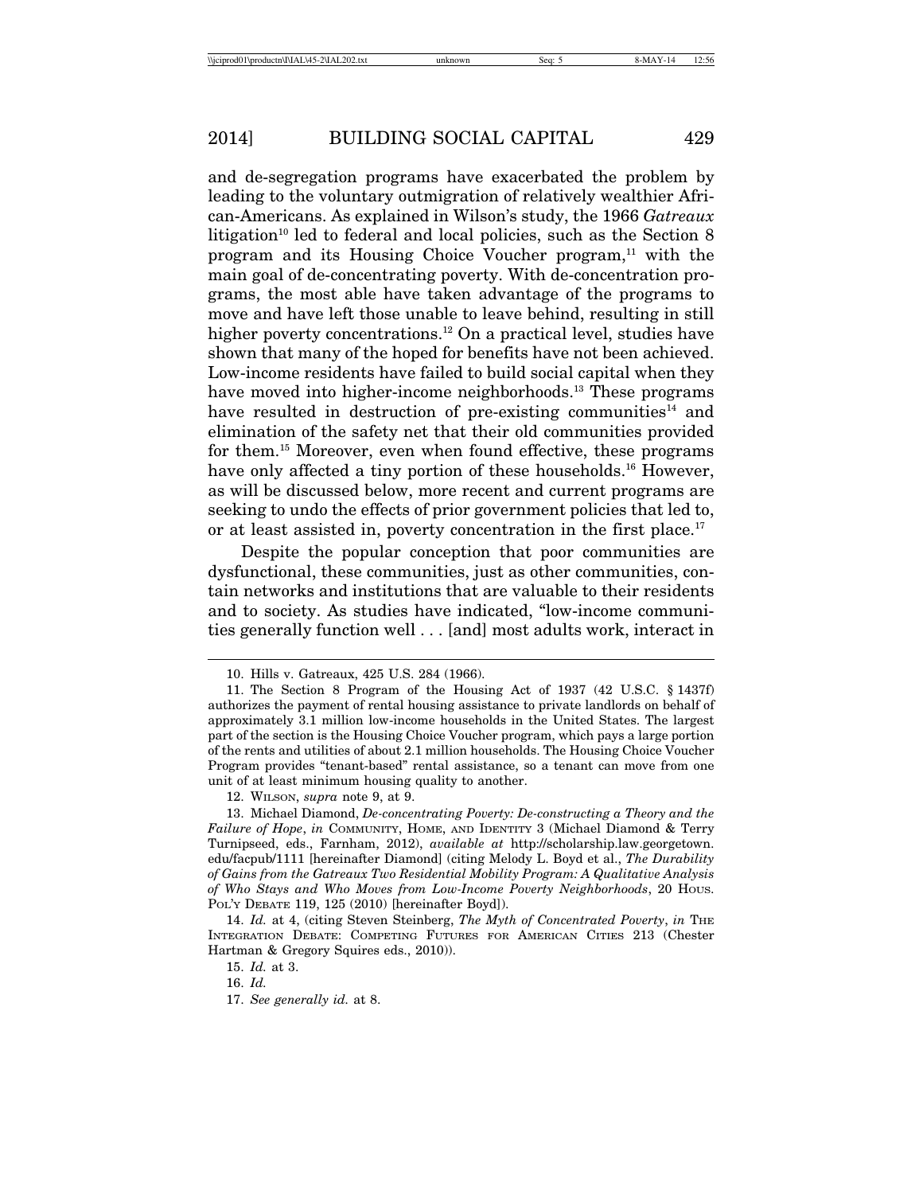and de-segregation programs have exacerbated the problem by leading to the voluntary outmigration of relatively wealthier African-Americans. As explained in Wilson's study, the 1966 *Gatreaux* litigation[10] led to federal and local policies, such as the Section 8 program and its Housing Choice Voucher program,[11] with the main goal of de-concentrating poverty. With de-concentration programs, the most able have taken advantage of the programs to move and have left those unable to leave behind, resulting in still higher poverty concentrations.[12] On a practical level, studies have shown that many of the hoped for benefits have not been achieved. Low-income residents have failed to build social capital when they have moved into higher-income neighborhoods.[13] These programs have resulted in destruction of pre-existing communities[14] and elimination of the safety net that their old communities provided for them.[15] Moreover, even when found effective, these programs have only affected a tiny portion of these households.[16] However, as will be discussed below, more recent and current programs are seeking to undo the effects of prior government policies that led to, or at least assisted in, poverty concentration in the first place.[17]

Despite the popular conception that poor communities are dysfunctional, these communities, just as other communities, contain networks and institutions that are valuable to their residents and to society. As studies have indicated, "low-income communities generally function well . . . [and] most adults work, interact in

---

10. Hills v. Gatreaux, 425 U.S. 284 (1966).

11. The Section 8 Program of the Housing Act of 1937 (42 U.S.C. § 1437f) authorizes the payment of rental housing assistance to private landlords on behalf of approximately 3.1 million low-income households in the United States. The largest part of the section is the Housing Choice Voucher program, which pays a large portion of the rents and utilities of about 2.1 million households. The Housing Choice Voucher Program provides "tenant-based" rental assistance, so a tenant can move from one unit of at least minimum housing quality to another.

12. WILSON, *supra* note 9, at 9.

13. Michael Diamond, *De-concentrating Poverty: De-constructing a Theory and the Failure of Hope*, *in* COMMUNITY, HOME, AND IDENTITY 3 (Michael Diamond & Terry Turnipseed, eds., Farnham, 2012), *available at* http://scholarship.law.georgetown.edu/facpub/1111 [hereinafter Diamond] (citing Melody L. Boyd et al., *The Durability of Gains from the Gatreaux Two Residential Mobility Program: A Qualitative Analysis of Who Stays and Who Moves from Low-Income Poverty Neighborhoods*, 20 HOUS. POL'Y DEBATE 119, 125 (2010) [hereinafter Boyd]).

14. *Id.* at 4, (citing Steven Steinberg, *The Myth of Concentrated Poverty*, *in* THE INTEGRATION DEBATE: COMPETING FUTURES FOR AMERICAN CITIES 213 (Chester Hartman & Gregory Squires eds., 2010)).

15. *Id.* at 3.

16. *Id.*

17. *See generally id.* at 8.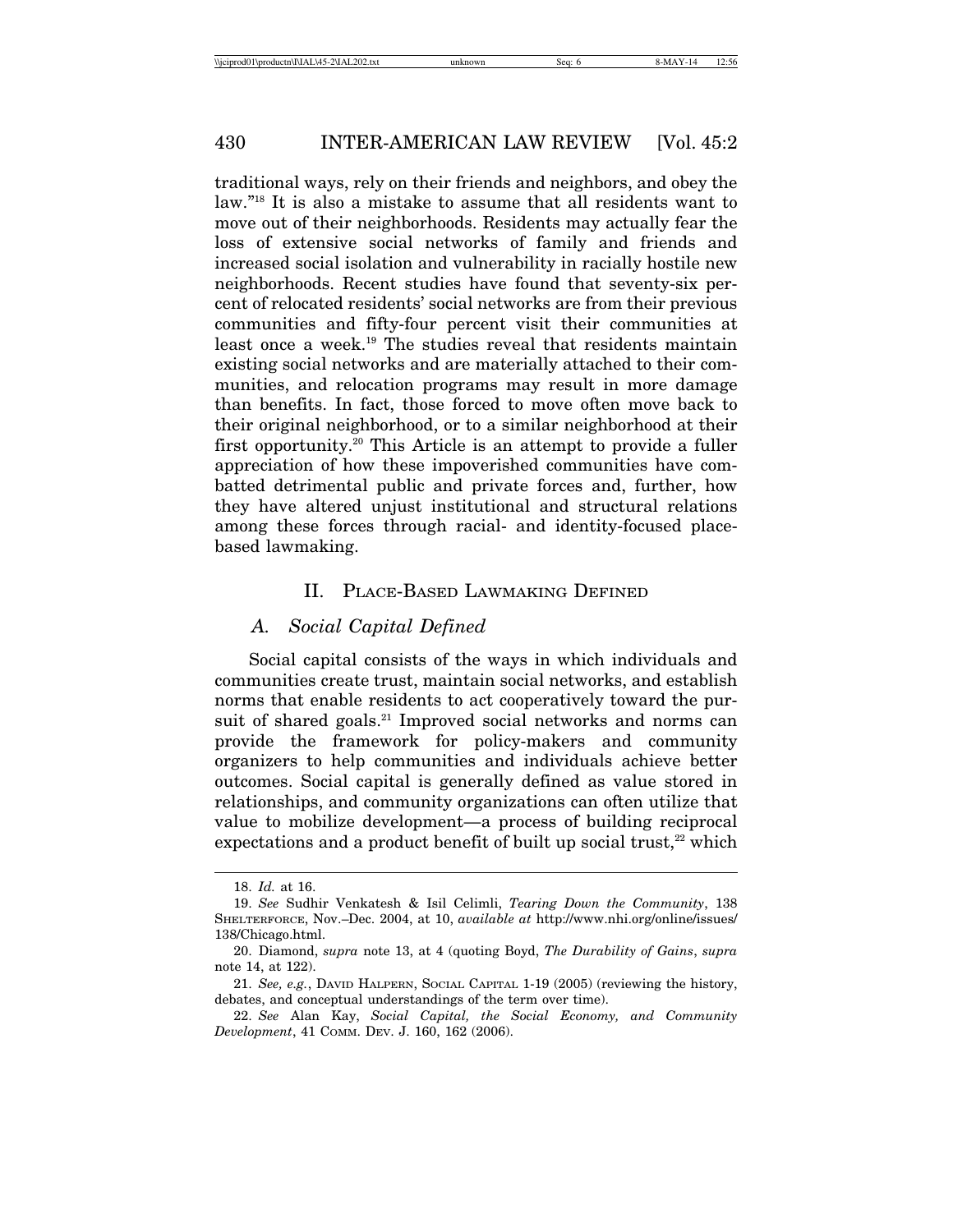traditional ways, rely on their friends and neighbors, and obey the law."[18] It is also a mistake to assume that all residents want to move out of their neighborhoods. Residents may actually fear the loss of extensive social networks of family and friends and increased social isolation and vulnerability in racially hostile new neighborhoods. Recent studies have found that seventy-six percent of relocated residents' social networks are from their previous communities and fifty-four percent visit their communities at least once a week.[19] The studies reveal that residents maintain existing social networks and are materially attached to their communities, and relocation programs may result in more damage than benefits. In fact, those forced to move often move back to their original neighborhood, or to a similar neighborhood at their first opportunity.[20] This Article is an attempt to provide a fuller appreciation of how these impoverished communities have combatted detrimental public and private forces and, further, how they have altered unjust institutional and structural relations among these forces through racial- and identity-focused place-based lawmaking.

## II. Place-Based Lawmaking Defined

### A. *Social Capital Defined*

Social capital consists of the ways in which individuals and communities create trust, maintain social networks, and establish norms that enable residents to act cooperatively toward the pursuit of shared goals.[21] Improved social networks and norms can provide the framework for policy-makers and community organizers to help communities and individuals achieve better outcomes. Social capital is generally defined as value stored in relationships, and community organizations can often utilize that value to mobilize development—a process of building reciprocal expectations and a product benefit of built up social trust,[22] which

---

18. *Id.* at 16.

19. *See* Sudhir Venkatesh & Isil Celimli, *Tearing Down the Community*, 138 SHELTERFORCE, Nov.–Dec. 2004, at 10, *available at* http://www.nhi.org/online/issues/138/Chicago.html.

20. Diamond, *supra* note 13, at 4 (quoting Boyd, *The Durability of Gains*, *supra* note 14, at 122).

21. *See, e.g.*, DAVID HALPERN, SOCIAL CAPITAL 1-19 (2005) (reviewing the history, debates, and conceptual understandings of the term over time).

22. *See* Alan Kay, *Social Capital, the Social Economy, and Community Development*, 41 COMM. DEV. J. 160, 162 (2006).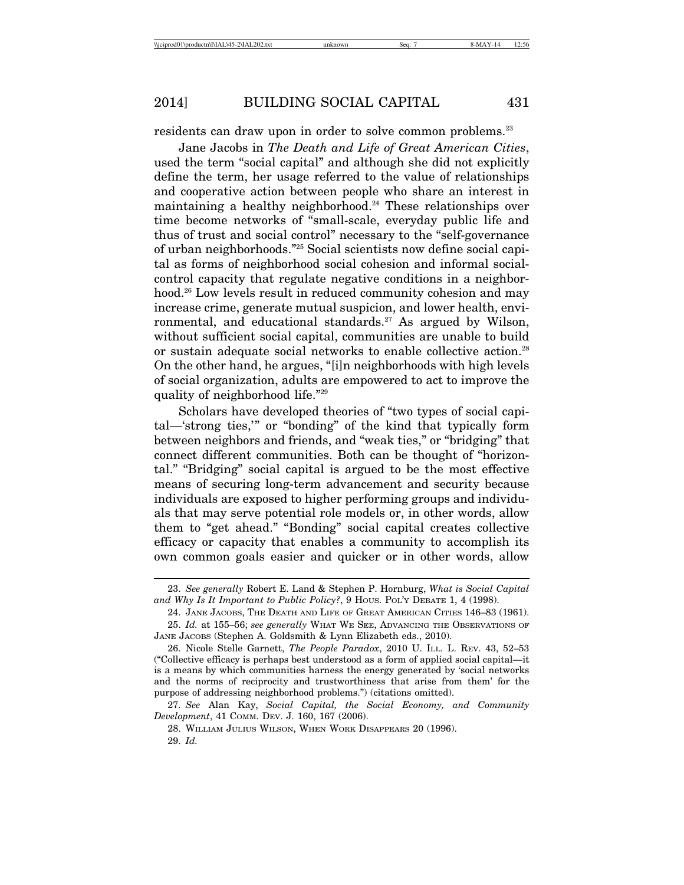residents can draw upon in order to solve common problems.[23]

Jane Jacobs in *The Death and Life of Great American Cities*, used the term "social capital" and although she did not explicitly define the term, her usage referred to the value of relationships and cooperative action between people who share an interest in maintaining a healthy neighborhood.[24] These relationships over time become networks of "small-scale, everyday public life and thus of trust and social control" necessary to the "self-governance of urban neighborhoods."[25] Social scientists now define social capital as forms of neighborhood social cohesion and informal social-control capacity that regulate negative conditions in a neighborhood.[26] Low levels result in reduced community cohesion and may increase crime, generate mutual suspicion, and lower health, environmental, and educational standards.[27] As argued by Wilson, without sufficient social capital, communities are unable to build or sustain adequate social networks to enable collective action.[28] On the other hand, he argues, "[i]n neighborhoods with high levels of social organization, adults are empowered to act to improve the quality of neighborhood life."[29]

Scholars have developed theories of "two types of social capital—'strong ties,'" or "bonding" of the kind that typically form between neighbors and friends, and "weak ties," or "bridging" that connect different communities. Both can be thought of "horizontal." "Bridging" social capital is argued to be the most effective means of securing long-term advancement and security because individuals are exposed to higher performing groups and individuals that may serve potential role models or, in other words, allow them to "get ahead." "Bonding" social capital creates collective efficacy or capacity that enables a community to accomplish its own common goals easier and quicker or in other words, allow

---

23. *See generally* Robert E. Land & Stephen P. Hornburg, *What is Social Capital and Why Is It Important to Public Policy?*, 9 HOUS. POL'Y DEBATE 1, 4 (1998).

24. JANE JACOBS, THE DEATH AND LIFE OF GREAT AMERICAN CITIES 146–83 (1961).

25. *Id.* at 155–56; *see generally* WHAT WE SEE, ADVANCING THE OBSERVATIONS OF JANE JACOBS (Stephen A. Goldsmith & Lynn Elizabeth eds., 2010).

26. Nicole Stelle Garnett, *The People Paradox*, 2010 U. ILL. L. REV. 43, 52–53 ("Collective efficacy is perhaps best understood as a form of applied social capital—it is a means by which communities harness the energy generated by 'social networks and the norms of reciprocity and trustworthiness that arise from them' for the purpose of addressing neighborhood problems.") (citations omitted).

27. *See* Alan Kay, *Social Capital, the Social Economy, and Community Development*, 41 COMM. DEV. J. 160, 167 (2006).

28. WILLIAM JULIUS WILSON, WHEN WORK DISAPPEARS 20 (1996).

29. *Id.*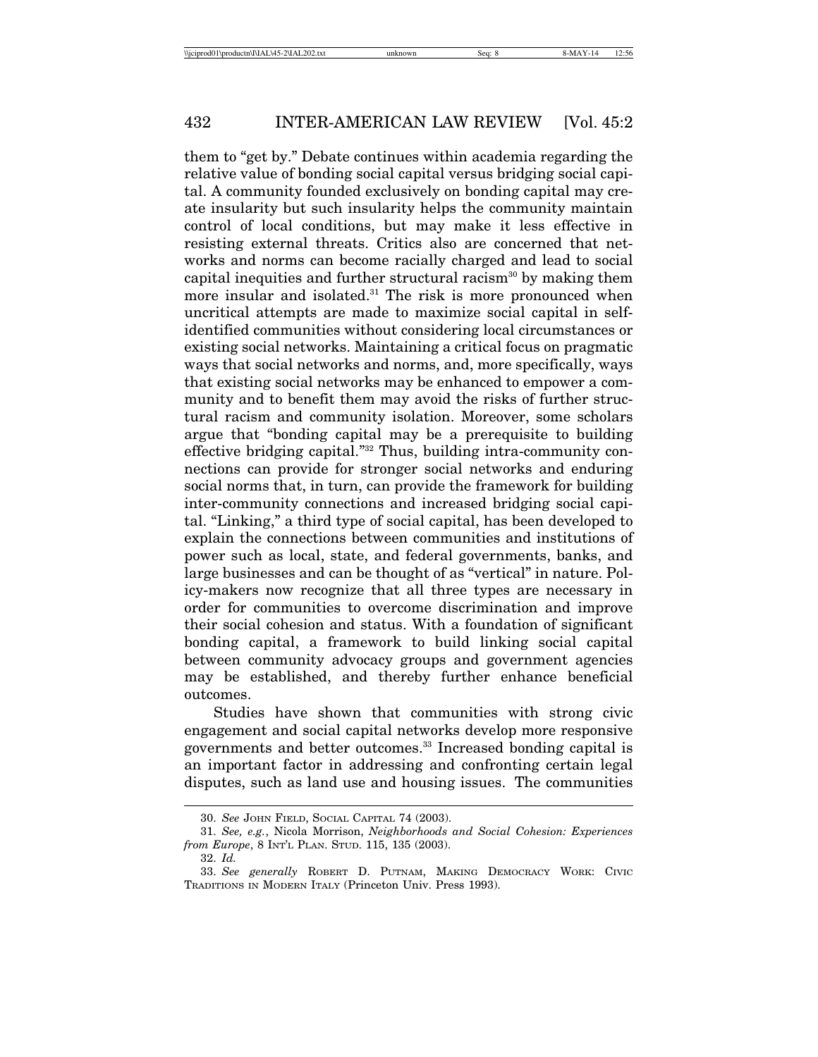them to "get by." Debate continues within academia regarding the relative value of bonding social capital versus bridging social capital. A community founded exclusively on bonding capital may create insularity but such insularity helps the community maintain control of local conditions, but may make it less effective in resisting external threats. Critics also are concerned that networks and norms can become racially charged and lead to social capital inequities and further structural racism[30] by making them more insular and isolated.[31] The risk is more pronounced when uncritical attempts are made to maximize social capital in self-identified communities without considering local circumstances or existing social networks. Maintaining a critical focus on pragmatic ways that social networks and norms, and, more specifically, ways that existing social networks may be enhanced to empower a community and to benefit them may avoid the risks of further structural racism and community isolation. Moreover, some scholars argue that "bonding capital may be a prerequisite to building effective bridging capital."[32] Thus, building intra-community connections can provide for stronger social networks and enduring social norms that, in turn, can provide the framework for building inter-community connections and increased bridging social capital. "Linking," a third type of social capital, has been developed to explain the connections between communities and institutions of power such as local, state, and federal governments, banks, and large businesses and can be thought of as "vertical" in nature. Policy-makers now recognize that all three types are necessary in order for communities to overcome discrimination and improve their social cohesion and status. With a foundation of significant bonding capital, a framework to build linking social capital between community advocacy groups and government agencies may be established, and thereby further enhance beneficial outcomes.

Studies have shown that communities with strong civic engagement and social capital networks develop more responsive governments and better outcomes.[33] Increased bonding capital is an important factor in addressing and confronting certain legal disputes, such as land use and housing issues. The communities

---

30. *See* JOHN FIELD, SOCIAL CAPITAL 74 (2003).

31. *See, e.g.*, Nicola Morrison, *Neighborhoods and Social Cohesion: Experiences from Europe*, 8 INT'L PLAN. STUD. 115, 135 (2003).

32. *Id.*

33. *See generally* ROBERT D. PUTNAM, MAKING DEMOCRACY WORK: CIVIC TRADITIONS IN MODERN ITALY (Princeton Univ. Press 1993).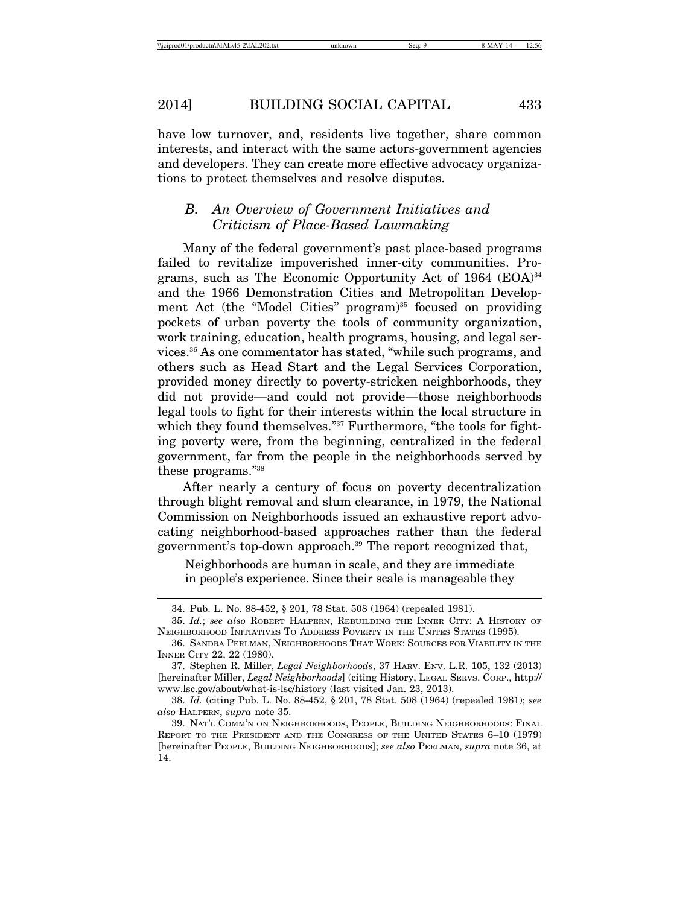have low turnover, and, residents live together, share common interests, and interact with the same actors-government agencies and developers. They can create more effective advocacy organizations to protect themselves and resolve disputes.

### *B. An Overview of Government Initiatives and Criticism of Place-Based Lawmaking*

Many of the federal government's past place-based programs failed to revitalize impoverished inner-city communities. Programs, such as The Economic Opportunity Act of 1964 (EOA)[34] and the 1966 Demonstration Cities and Metropolitan Development Act (the "Model Cities" program)[35] focused on providing pockets of urban poverty the tools of community organization, work training, education, health programs, housing, and legal services.[36] As one commentator has stated, "while such programs, and others such as Head Start and the Legal Services Corporation, provided money directly to poverty-stricken neighborhoods, they did not provide—and could not provide—those neighborhoods legal tools to fight for their interests within the local structure in which they found themselves."[37] Furthermore, "the tools for fighting poverty were, from the beginning, centralized in the federal government, far from the people in the neighborhoods served by these programs."[38]

After nearly a century of focus on poverty decentralization through blight removal and slum clearance, in 1979, the National Commission on Neighborhoods issued an exhaustive report advocating neighborhood-based approaches rather than the federal government's top-down approach.[39] The report recognized that,

> Neighborhoods are human in scale, and they are immediate in people's experience. Since their scale is manageable they

---

34. Pub. L. No. 88-452, § 201, 78 Stat. 508 (1964) (repealed 1981).

35. *Id.*; *see also* Robert Halpern, Rebuilding the Inner City: A History of Neighborhood Initiatives To Address Poverty in the Unites States (1995).

36. Sandra Perlman, Neighborhoods That Work: Sources for Viability in the Inner City 22, 22 (1980).

37. Stephen R. Miller, *Legal Neighborhoods*, 37 Harv. Env. L.R. 105, 132 (2013) [hereinafter Miller, *Legal Neighborhoods*] (citing History, Legal Servs. Corp., http://www.lsc.gov/about/what-is-lsc/history (last visited Jan. 23, 2013).

38. *Id.* (citing Pub. L. No. 88-452, § 201, 78 Stat. 508 (1964) (repealed 1981); *see also* Halpern, *supra* note 35.

39. Nat'l Comm'n on Neighborhoods, People, Building Neighborhoods: Final Report to the President and the Congress of the United States 6–10 (1979) [hereinafter People, Building Neighborhoods]; *see also* Perlman, *supra* note 36, at 14.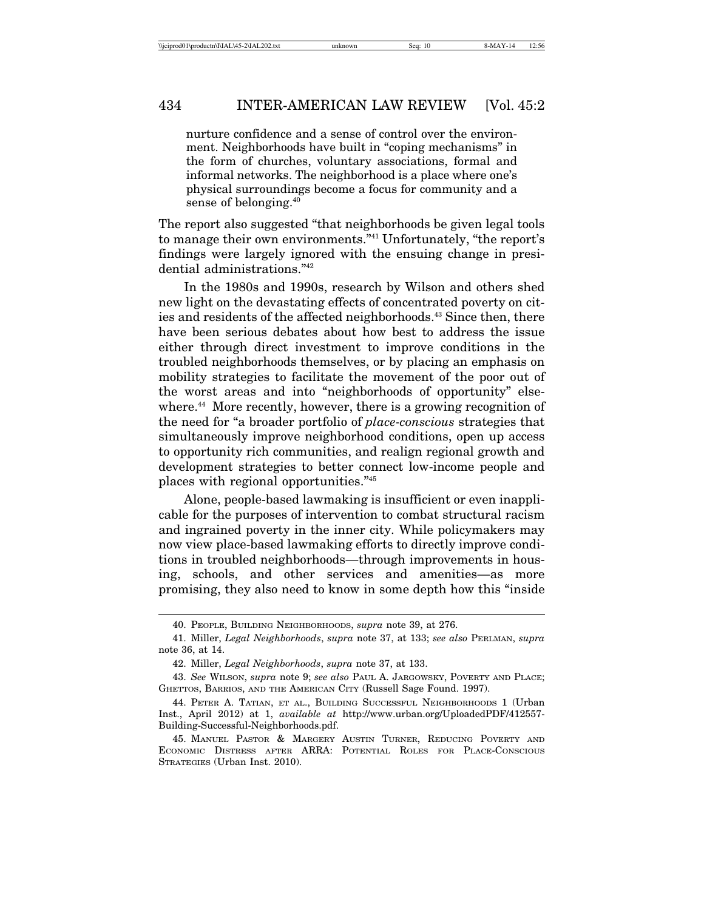nurture confidence and a sense of control over the environment. Neighborhoods have built in "coping mechanisms" in the form of churches, voluntary associations, formal and informal networks. The neighborhood is a place where one's physical surroundings become a focus for community and a sense of belonging.[40]

The report also suggested "that neighborhoods be given legal tools to manage their own environments."[41] Unfortunately, "the report's findings were largely ignored with the ensuing change in presidential administrations."[42]

In the 1980s and 1990s, research by Wilson and others shed new light on the devastating effects of concentrated poverty on cities and residents of the affected neighborhoods.[43] Since then, there have been serious debates about how best to address the issue either through direct investment to improve conditions in the troubled neighborhoods themselves, or by placing an emphasis on mobility strategies to facilitate the movement of the poor out of the worst areas and into "neighborhoods of opportunity" elsewhere.[44] More recently, however, there is a growing recognition of the need for "a broader portfolio of *place-conscious* strategies that simultaneously improve neighborhood conditions, open up access to opportunity rich communities, and realign regional growth and development strategies to better connect low-income people and places with regional opportunities."[45]

Alone, people-based lawmaking is insufficient or even inapplicable for the purposes of intervention to combat structural racism and ingrained poverty in the inner city. While policymakers may now view place-based lawmaking efforts to directly improve conditions in troubled neighborhoods—through improvements in housing, schools, and other services and amenities—as more promising, they also need to know in some depth how this "inside

---

40. PEOPLE, BUILDING NEIGHBORHOODS, *supra* note 39, at 276.

41. Miller, *Legal Neighborhoods*, *supra* note 37, at 133; *see also* PERLMAN, *supra* note 36, at 14.

42. Miller, *Legal Neighborhoods*, *supra* note 37, at 133.

43. *See* WILSON, *supra* note 9; *see also* PAUL A. JARGOWSKY, POVERTY AND PLACE; GHETTOS, BARRIOS, AND THE AMERICAN CITY (Russell Sage Found. 1997).

44. PETER A. TATIAN, ET AL., BUILDING SUCCESSFUL NEIGHBORHOODS 1 (Urban Inst., April 2012) at 1, *available at* http://www.urban.org/UploadedPDF/412557-Building-Successful-Neighborhoods.pdf.

45. MANUEL PASTOR & MARGERY AUSTIN TURNER, REDUCING POVERTY AND ECONOMIC DISTRESS AFTER ARRA: POTENTIAL ROLES FOR PLACE-CONSCIOUS STRATEGIES (Urban Inst. 2010).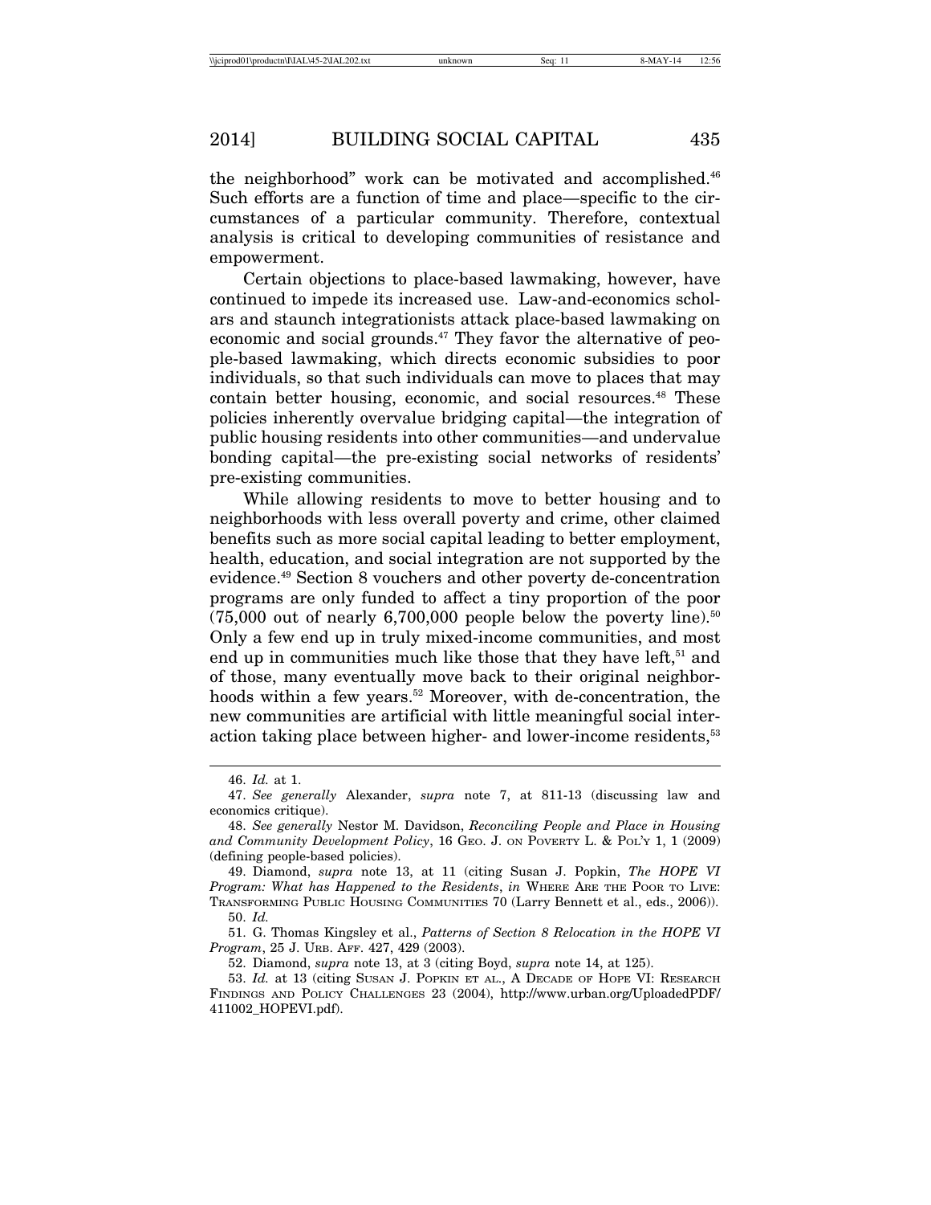the neighborhood" work can be motivated and accomplished.[46] Such efforts are a function of time and place—specific to the circumstances of a particular community. Therefore, contextual analysis is critical to developing communities of resistance and empowerment.

Certain objections to place-based lawmaking, however, have continued to impede its increased use. Law-and-economics scholars and staunch integrationists attack place-based lawmaking on economic and social grounds.[47] They favor the alternative of people-based lawmaking, which directs economic subsidies to poor individuals, so that such individuals can move to places that may contain better housing, economic, and social resources.[48] These policies inherently overvalue bridging capital—the integration of public housing residents into other communities—and undervalue bonding capital—the pre-existing social networks of residents' pre-existing communities.

While allowing residents to move to better housing and to neighborhoods with less overall poverty and crime, other claimed benefits such as more social capital leading to better employment, health, education, and social integration are not supported by the evidence.[49] Section 8 vouchers and other poverty de-concentration programs are only funded to affect a tiny proportion of the poor (75,000 out of nearly 6,700,000 people below the poverty line).[50] Only a few end up in truly mixed-income communities, and most end up in communities much like those that they have left,[51] and of those, many eventually move back to their original neighborhoods within a few years.[52] Moreover, with de-concentration, the new communities are artificial with little meaningful social interaction taking place between higher- and lower-income residents,[53]

---

46. *Id.* at 1.

47. *See generally* Alexander, *supra* note 7, at 811-13 (discussing law and economics critique).

48. *See generally* Nestor M. Davidson, *Reconciling People and Place in Housing and Community Development Policy*, 16 GEO. J. ON POVERTY L. & POL'Y 1, 1 (2009) (defining people-based policies).

49. Diamond, *supra* note 13, at 11 (citing Susan J. Popkin, *The HOPE VI Program: What has Happened to the Residents*, *in* WHERE ARE THE POOR TO LIVE: TRANSFORMING PUBLIC HOUSING COMMUNITIES 70 (Larry Bennett et al., eds., 2006)).

50. *Id.*

51. G. Thomas Kingsley et al., *Patterns of Section 8 Relocation in the HOPE VI Program*, 25 J. URB. AFF. 427, 429 (2003).

52. Diamond, *supra* note 13, at 3 (citing Boyd, *supra* note 14, at 125).

53. *Id.* at 13 (citing SUSAN J. POPKIN ET AL., A DECADE OF HOPE VI: RESEARCH FINDINGS AND POLICY CHALLENGES 23 (2004), http://www.urban.org/UploadedPDF/411002_HOPEVI.pdf).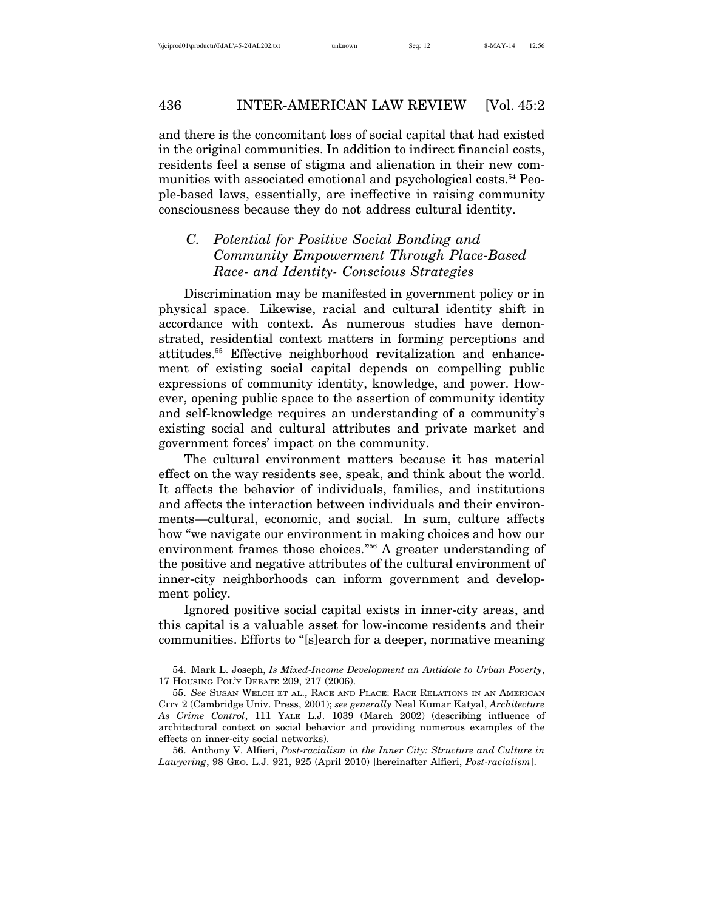and there is the concomitant loss of social capital that had existed in the original communities. In addition to indirect financial costs, residents feel a sense of stigma and alienation in their new communities with associated emotional and psychological costs.[54] People-based laws, essentially, are ineffective in raising community consciousness because they do not address cultural identity.

### *C. Potential for Positive Social Bonding and Community Empowerment Through Place-Based Race- and Identity- Conscious Strategies*

Discrimination may be manifested in government policy or in physical space. Likewise, racial and cultural identity shift in accordance with context. As numerous studies have demonstrated, residential context matters in forming perceptions and attitudes.[55] Effective neighborhood revitalization and enhancement of existing social capital depends on compelling public expressions of community identity, knowledge, and power. However, opening public space to the assertion of community identity and self-knowledge requires an understanding of a community's existing social and cultural attributes and private market and government forces' impact on the community.

The cultural environment matters because it has material effect on the way residents see, speak, and think about the world. It affects the behavior of individuals, families, and institutions and affects the interaction between individuals and their environments—cultural, economic, and social. In sum, culture affects how "we navigate our environment in making choices and how our environment frames those choices."[56] A greater understanding of the positive and negative attributes of the cultural environment of inner-city neighborhoods can inform government and development policy.

Ignored positive social capital exists in inner-city areas, and this capital is a valuable asset for low-income residents and their communities. Efforts to "[s]earch for a deeper, normative meaning

---

54. Mark L. Joseph, *Is Mixed-Income Development an Antidote to Urban Poverty*, 17 HOUSING POL'Y DEBATE 209, 217 (2006).

55. *See* SUSAN WELCH ET AL., RACE AND PLACE: RACE RELATIONS IN AN AMERICAN CITY 2 (Cambridge Univ. Press, 2001); *see generally* Neal Kumar Katyal, *Architecture As Crime Control*, 111 YALE L.J. 1039 (March 2002) (describing influence of architectural context on social behavior and providing numerous examples of the effects on inner-city social networks).

56. Anthony V. Alfieri, *Post-racialism in the Inner City: Structure and Culture in Lawyering*, 98 GEO. L.J. 921, 925 (April 2010) [hereinafter Alfieri, *Post-racialism*].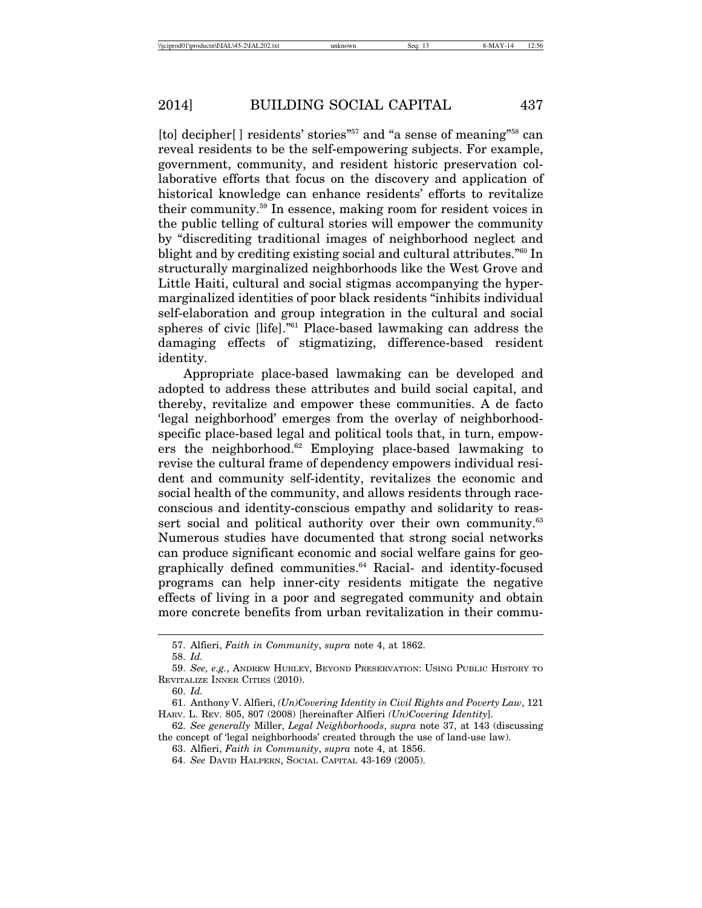[to] decipher[ ] residents' stories"[57] and "a sense of meaning"[58] can reveal residents to be the self-empowering subjects. For example, government, community, and resident historic preservation collaborative efforts that focus on the discovery and application of historical knowledge can enhance residents' efforts to revitalize their community.[59] In essence, making room for resident voices in the public telling of cultural stories will empower the community by "discrediting traditional images of neighborhood neglect and blight and by crediting existing social and cultural attributes."[60] In structurally marginalized neighborhoods like the West Grove and Little Haiti, cultural and social stigmas accompanying the hyper-marginalized identities of poor black residents "inhibits individual self-elaboration and group integration in the cultural and social spheres of civic [life]."[61] Place-based lawmaking can address the damaging effects of stigmatizing, difference-based resident identity.

Appropriate place-based lawmaking can be developed and adopted to address these attributes and build social capital, and thereby, revitalize and empower these communities. A de facto 'legal neighborhood' emerges from the overlay of neighborhood-specific place-based legal and political tools that, in turn, empowers the neighborhood.[62] Employing place-based lawmaking to revise the cultural frame of dependency empowers individual resident and community self-identity, revitalizes the economic and social health of the community, and allows residents through race-conscious and identity-conscious empathy and solidarity to reassert social and political authority over their own community.[63] Numerous studies have documented that strong social networks can produce significant economic and social welfare gains for geographically defined communities.[64] Racial- and identity-focused programs can help inner-city residents mitigate the negative effects of living in a poor and segregated community and obtain more concrete benefits from urban revitalization in their commu-

---

57. Alfieri, *Faith in Community*, *supra* note 4, at 1862.

58. *Id.*

59. *See, e.g.*, ANDREW HURLEY, BEYOND PRESERVATION: USING PUBLIC HISTORY TO REVITALIZE INNER CITIES (2010).

60. *Id.*

61. Anthony V. Alfieri, *(Un)Covering Identity in Civil Rights and Poverty Law*, 121 HARV. L. REV. 805, 807 (2008) [hereinafter Alfieri *(Un)Covering Identity*].

62. *See generally* Miller, *Legal Neighborhoods*, *supra* note 37, at 143 (discussing the concept of 'legal neighborhoods' created through the use of land-use law).

63. Alfieri, *Faith in Community*, *supra* note 4, at 1856.

64. *See* DAVID HALPERN, SOCIAL CAPITAL 43-169 (2005).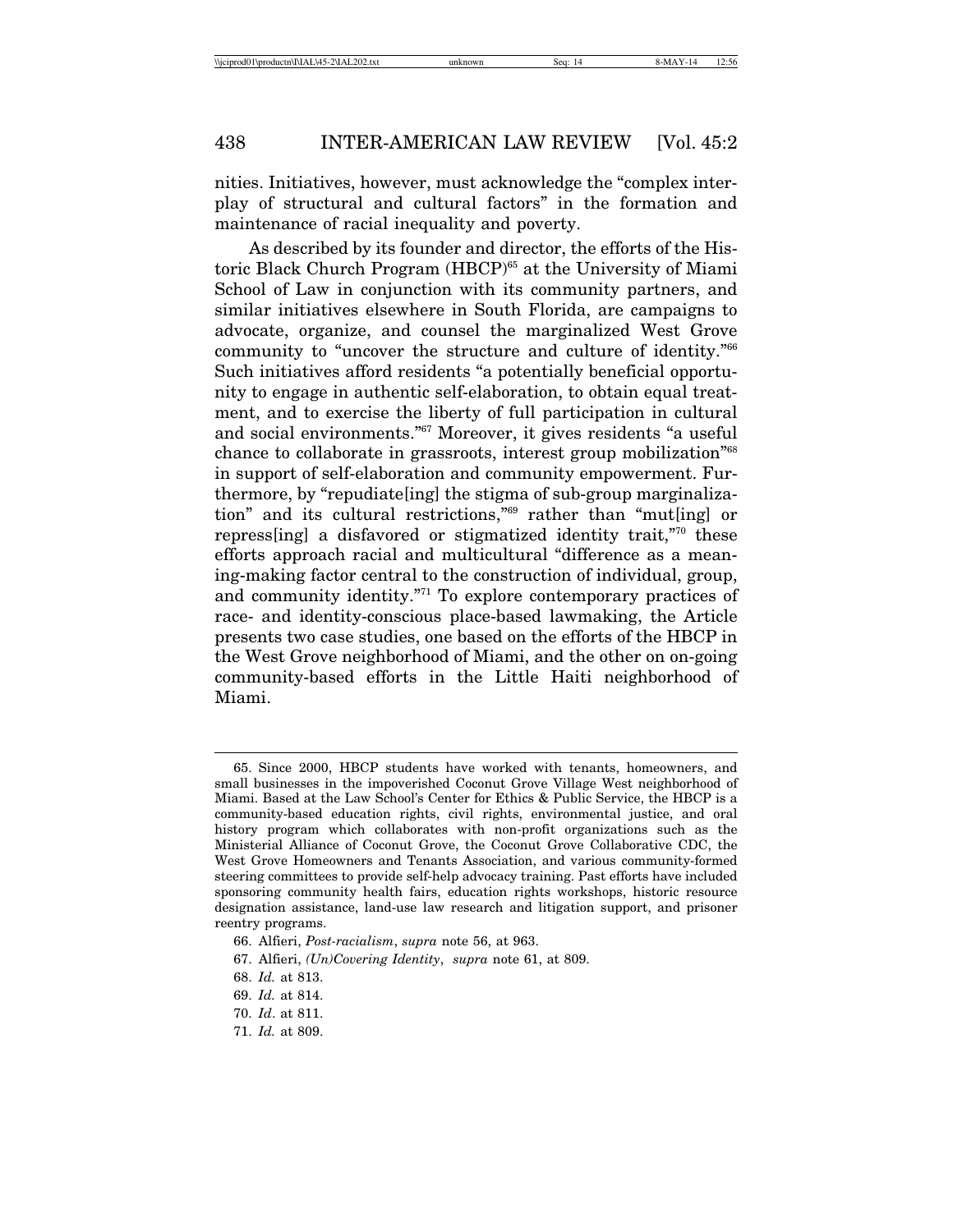nities. Initiatives, however, must acknowledge the "complex interplay of structural and cultural factors" in the formation and maintenance of racial inequality and poverty.

As described by its founder and director, the efforts of the Historic Black Church Program (HBCP)[65] at the University of Miami School of Law in conjunction with its community partners, and similar initiatives elsewhere in South Florida, are campaigns to advocate, organize, and counsel the marginalized West Grove community to "uncover the structure and culture of identity."[66] Such initiatives afford residents "a potentially beneficial opportunity to engage in authentic self-elaboration, to obtain equal treatment, and to exercise the liberty of full participation in cultural and social environments."[67] Moreover, it gives residents "a useful chance to collaborate in grassroots, interest group mobilization"[68] in support of self-elaboration and community empowerment. Furthermore, by "repudiate[ing] the stigma of sub-group marginalization" and its cultural restrictions,"[69] rather than "mut[ing] or repress[ing] a disfavored or stigmatized identity trait,"[70] these efforts approach racial and multicultural "difference as a meaning-making factor central to the construction of individual, group, and community identity."[71] To explore contemporary practices of race- and identity-conscious place-based lawmaking, the Article presents two case studies, one based on the efforts of the HBCP in the West Grove neighborhood of Miami, and the other on on-going community-based efforts in the Little Haiti neighborhood of Miami.

---

65. Since 2000, HBCP students have worked with tenants, homeowners, and small businesses in the impoverished Coconut Grove Village West neighborhood of Miami. Based at the Law School's Center for Ethics & Public Service, the HBCP is a community-based education rights, civil rights, environmental justice, and oral history program which collaborates with non-profit organizations such as the Ministerial Alliance of Coconut Grove, the Coconut Grove Collaborative CDC, the West Grove Homeowners and Tenants Association, and various community-formed steering committees to provide self-help advocacy training. Past efforts have included sponsoring community health fairs, education rights workshops, historic resource designation assistance, land-use law research and litigation support, and prisoner reentry programs.

66. Alfieri, *Post-racialism*, *supra* note 56, at 963.

67. Alfieri, *(Un)Covering Identity*, *supra* note 61, at 809.

68. *Id.* at 813.

69. *Id.* at 814.

70. *Id*. at 811.

71. *Id.* at 809.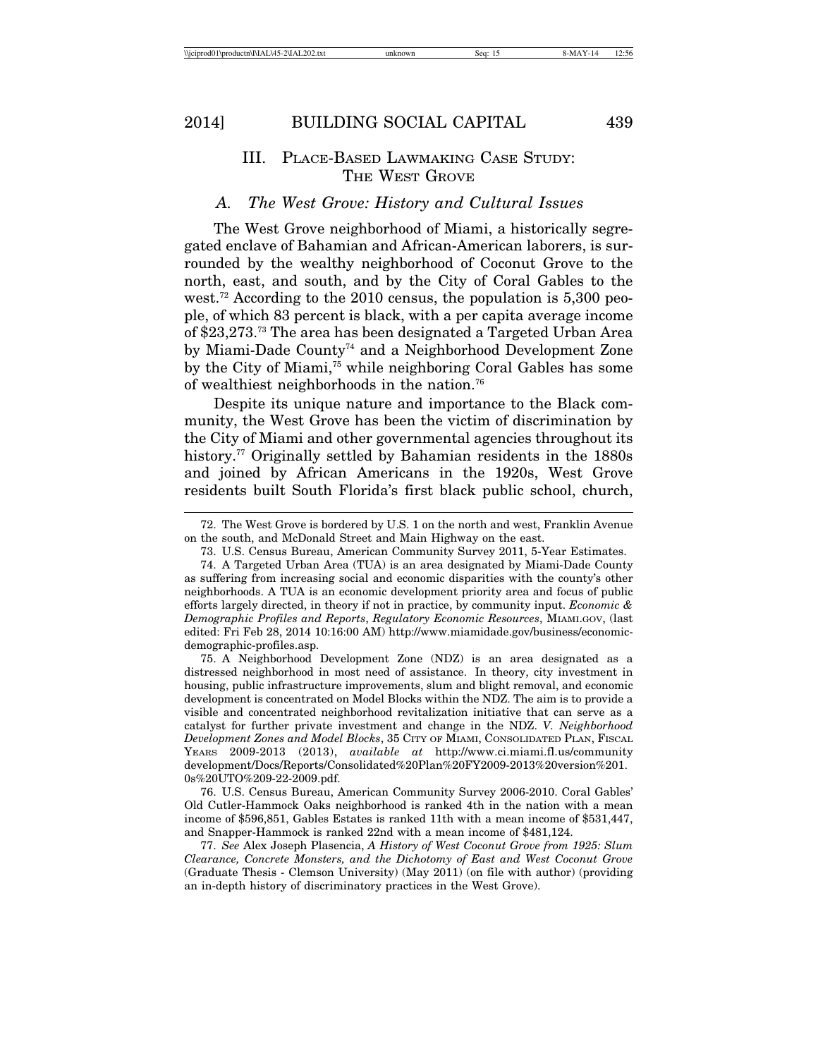## III. PLACE-BASED LAWMAKING CASE STUDY: THE WEST GROVE

### *A. The West Grove: History and Cultural Issues*

The West Grove neighborhood of Miami, a historically segregated enclave of Bahamian and African-American laborers, is surrounded by the wealthy neighborhood of Coconut Grove to the north, east, and south, and by the City of Coral Gables to the west.[72] According to the 2010 census, the population is 5,300 people, of which 83 percent is black, with a per capita average income of $23,273.[73] The area has been designated a Targeted Urban Area by Miami-Dade County[74] and a Neighborhood Development Zone by the City of Miami,[75] while neighboring Coral Gables has some of wealthiest neighborhoods in the nation.[76]

Despite its unique nature and importance to the Black community, the West Grove has been the victim of discrimination by the City of Miami and other governmental agencies throughout its history.[77] Originally settled by Bahamian residents in the 1880s and joined by African Americans in the 1920s, West Grove residents built South Florida's first black public school, church,

---

72. The West Grove is bordered by U.S. 1 on the north and west, Franklin Avenue on the south, and McDonald Street and Main Highway on the east.

73. U.S. Census Bureau, American Community Survey 2011, 5-Year Estimates.

74. A Targeted Urban Area (TUA) is an area designated by Miami-Dade County as suffering from increasing social and economic disparities with the county's other neighborhoods. A TUA is an economic development priority area and focus of public efforts largely directed, in theory if not in practice, by community input. *Economic & Demographic Profiles and Reports*, *Regulatory Economic Resources*, MIAMI.GOV, (last edited: Fri Feb 28, 2014 10:16:00 AM) http://www.miamidade.gov/business/economic-demographic-profiles.asp.

75. A Neighborhood Development Zone (NDZ) is an area designated as a distressed neighborhood in most need of assistance. In theory, city investment in housing, public infrastructure improvements, slum and blight removal, and economic development is concentrated on Model Blocks within the NDZ. The aim is to provide a visible and concentrated neighborhood revitalization initiative that can serve as a catalyst for further private investment and change in the NDZ. *V. Neighborhood Development Zones and Model Blocks*, 35 CITY OF MIAMI, CONSOLIDATED PLAN, FISCAL YEARS 2009-2013 (2013), *available at* http://www.ci.miami.fl.us/community development/Docs/Reports/Consolidated%20Plan%20FY2009-2013%20version%201.0s%20UTO%209-22-2009.pdf.

76. U.S. Census Bureau, American Community Survey 2006-2010. Coral Gables' Old Cutler-Hammock Oaks neighborhood is ranked 4th in the nation with a mean income of $596,851, Gables Estates is ranked 11th with a mean income of $531,447, and Snapper-Hammock is ranked 22nd with a mean income of $481,124.

77. *See* Alex Joseph Plasencia, *A History of West Coconut Grove from 1925: Slum Clearance, Concrete Monsters, and the Dichotomy of East and West Coconut Grove* (Graduate Thesis - Clemson University) (May 2011) (on file with author) (providing an in-depth history of discriminatory practices in the West Grove).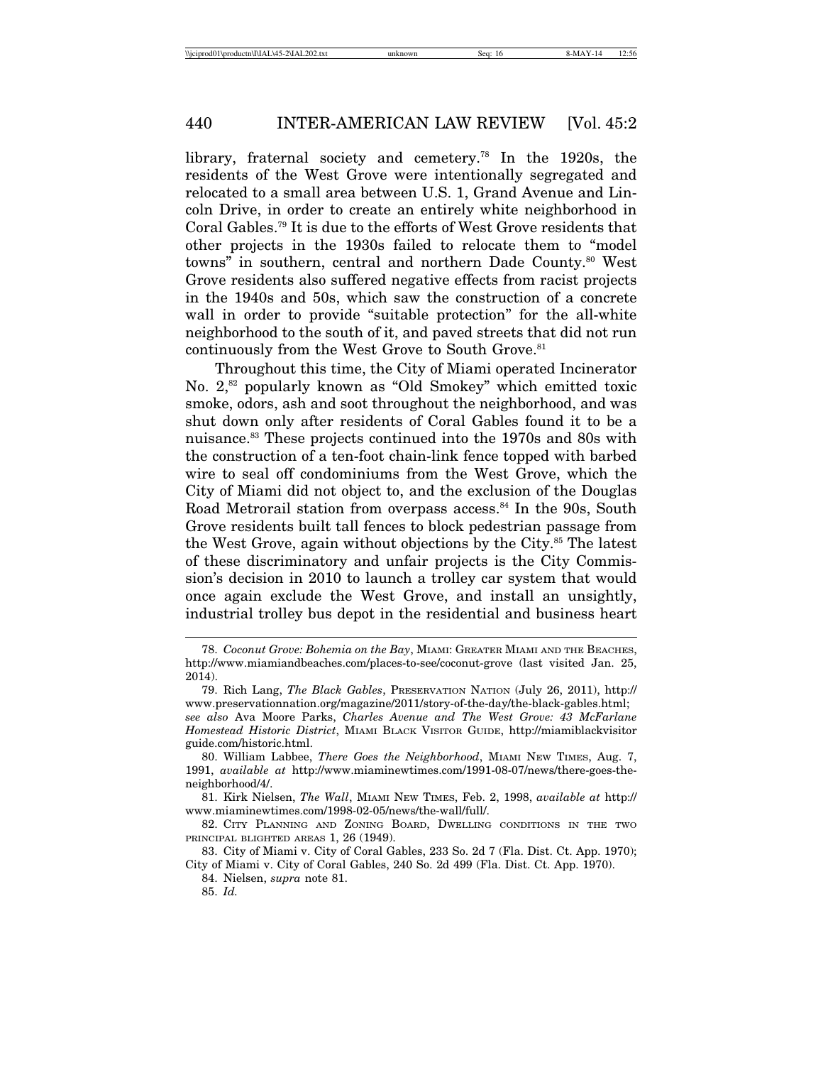library, fraternal society and cemetery.[78] In the 1920s, the residents of the West Grove were intentionally segregated and relocated to a small area between U.S. 1, Grand Avenue and Lincoln Drive, in order to create an entirely white neighborhood in Coral Gables.[79] It is due to the efforts of West Grove residents that other projects in the 1930s failed to relocate them to "model towns" in southern, central and northern Dade County.[80] West Grove residents also suffered negative effects from racist projects in the 1940s and 50s, which saw the construction of a concrete wall in order to provide "suitable protection" for the all-white neighborhood to the south of it, and paved streets that did not run continuously from the West Grove to South Grove.[81]

Throughout this time, the City of Miami operated Incinerator No. 2,[82] popularly known as "Old Smokey" which emitted toxic smoke, odors, ash and soot throughout the neighborhood, and was shut down only after residents of Coral Gables found it to be a nuisance.[83] These projects continued into the 1970s and 80s with the construction of a ten-foot chain-link fence topped with barbed wire to seal off condominiums from the West Grove, which the City of Miami did not object to, and the exclusion of the Douglas Road Metrorail station from overpass access.[84] In the 90s, South Grove residents built tall fences to block pedestrian passage from the West Grove, again without objections by the City.[85] The latest of these discriminatory and unfair projects is the City Commission's decision in 2010 to launch a trolley car system that would once again exclude the West Grove, and install an unsightly, industrial trolley bus depot in the residential and business heart

---

78. *Coconut Grove: Bohemia on the Bay*, MIAMI: GREATER MIAMI AND THE BEACHES, http://www.miamiandbeaches.com/places-to-see/coconut-grove (last visited Jan. 25, 2014).

79. Rich Lang, *The Black Gables*, PRESERVATION NATION (July 26, 2011), http://www.preservationnation.org/magazine/2011/story-of-the-day/the-black-gables.html; *see also* Ava Moore Parks, *Charles Avenue and The West Grove: 43 McFarlane Homestead Historic District*, MIAMI BLACK VISITOR GUIDE, http://miamiblackvisitorguide.com/historic.html.

80. William Labbee, *There Goes the Neighborhood*, MIAMI NEW TIMES, Aug. 7, 1991, *available at* http://www.miaminewtimes.com/1991-08-07/news/there-goes-the-neighborhood/4/.

81. Kirk Nielsen, *The Wall*, MIAMI NEW TIMES, Feb. 2, 1998, *available at* http://www.miaminewtimes.com/1998-02-05/news/the-wall/full/.

82. CITY PLANNING AND ZONING BOARD, DWELLING CONDITIONS IN THE TWO PRINCIPAL BLIGHTED AREAS 1, 26 (1949).

83. City of Miami v. City of Coral Gables, 233 So. 2d 7 (Fla. Dist. Ct. App. 1970); City of Miami v. City of Coral Gables, 240 So. 2d 499 (Fla. Dist. Ct. App. 1970).

84. Nielsen, *supra* note 81.

85. *Id.*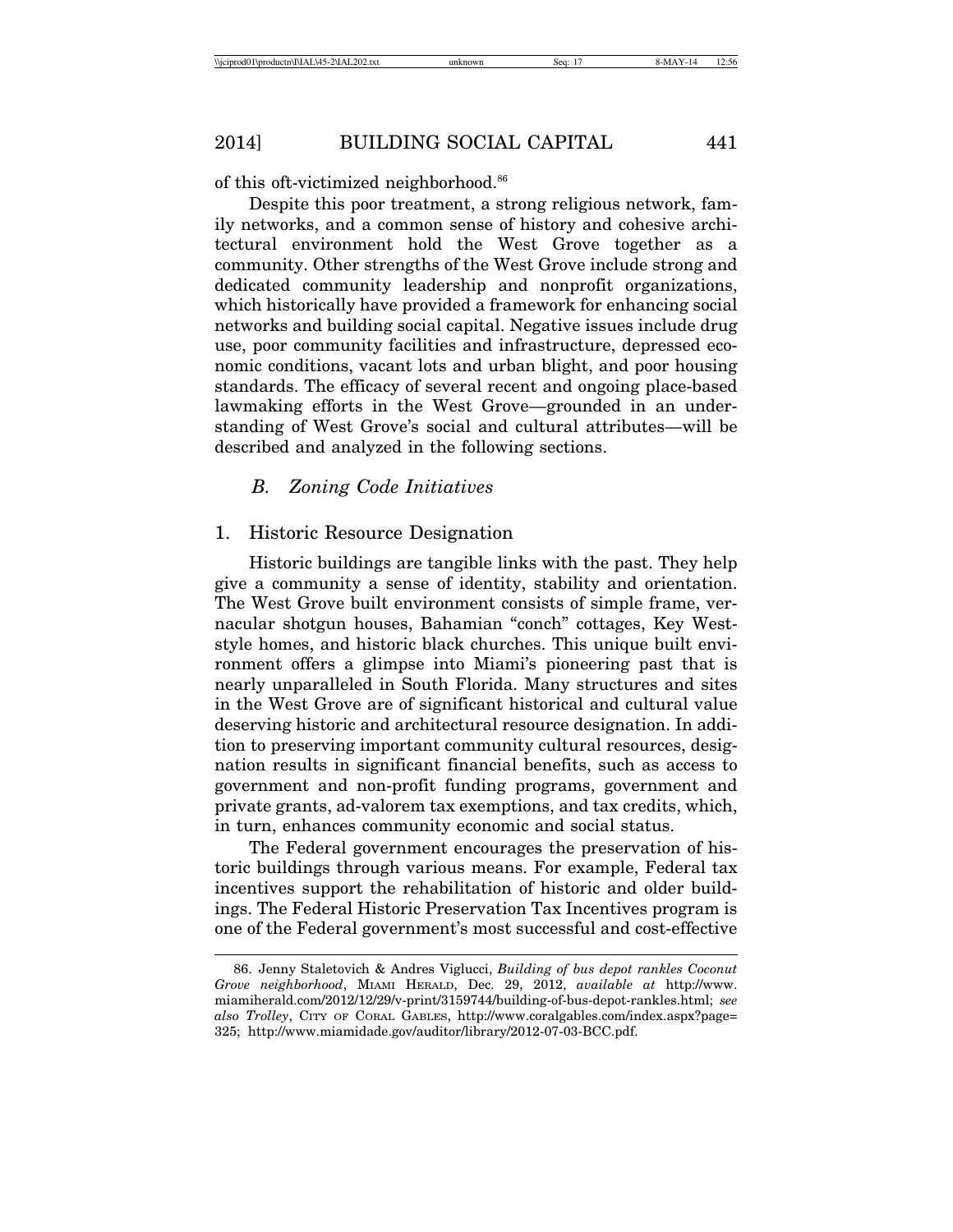of this oft-victimized neighborhood.[86]

Despite this poor treatment, a strong religious network, family networks, and a common sense of history and cohesive architectural environment hold the West Grove together as a community. Other strengths of the West Grove include strong and dedicated community leadership and nonprofit organizations, which historically have provided a framework for enhancing social networks and building social capital. Negative issues include drug use, poor community facilities and infrastructure, depressed economic conditions, vacant lots and urban blight, and poor housing standards. The efficacy of several recent and ongoing place-based lawmaking efforts in the West Grove—grounded in an understanding of West Grove's social and cultural attributes—will be described and analyzed in the following sections.

### *B. Zoning Code Initiatives*

#### 1. Historic Resource Designation

Historic buildings are tangible links with the past. They help give a community a sense of identity, stability and orientation. The West Grove built environment consists of simple frame, vernacular shotgun houses, Bahamian "conch" cottages, Key West-style homes, and historic black churches. This unique built environment offers a glimpse into Miami's pioneering past that is nearly unparalleled in South Florida. Many structures and sites in the West Grove are of significant historical and cultural value deserving historic and architectural resource designation. In addition to preserving important community cultural resources, designation results in significant financial benefits, such as access to government and non-profit funding programs, government and private grants, ad-valorem tax exemptions, and tax credits, which, in turn, enhances community economic and social status.

The Federal government encourages the preservation of historic buildings through various means. For example, Federal tax incentives support the rehabilitation of historic and older buildings. The Federal Historic Preservation Tax Incentives program is one of the Federal government's most successful and cost-effective

---

86. Jenny Staletovich & Andres Viglucci, *Building of bus depot rankles Coconut Grove neighborhood*, MIAMI HERALD, Dec. 29, 2012, *available at* http://www.miamiherald.com/2012/12/29/v-print/3159744/building-of-bus-depot-rankles.html; *see also Trolley*, CITY OF CORAL GABLES, http://www.coralgables.com/index.aspx?page=325; http://www.miamidade.gov/auditor/library/2012-07-03-BCC.pdf.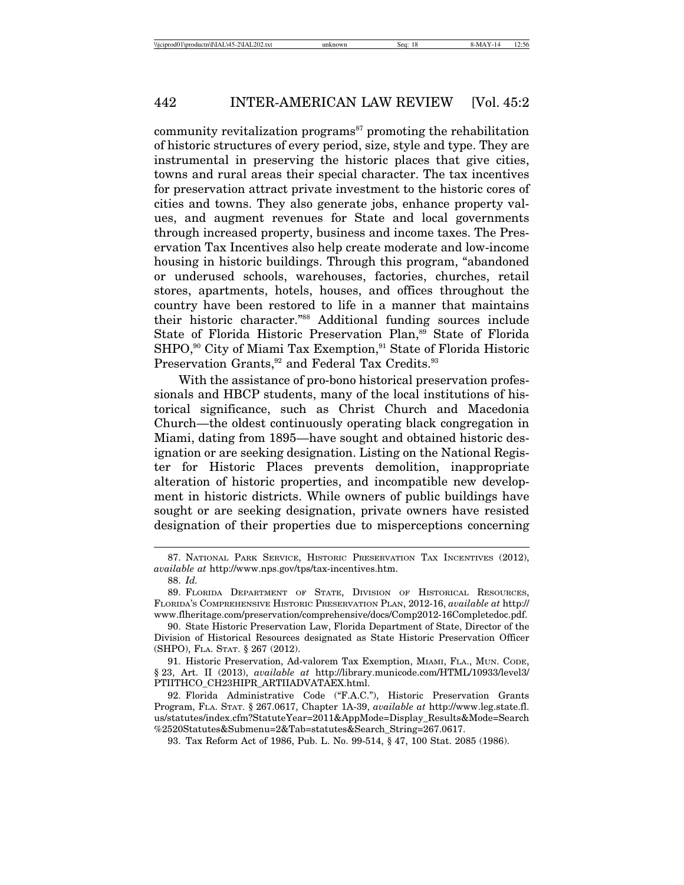community revitalization programs[87] promoting the rehabilitation of historic structures of every period, size, style and type. They are instrumental in preserving the historic places that give cities, towns and rural areas their special character. The tax incentives for preservation attract private investment to the historic cores of cities and towns. They also generate jobs, enhance property values, and augment revenues for State and local governments through increased property, business and income taxes. The Preservation Tax Incentives also help create moderate and low-income housing in historic buildings. Through this program, "abandoned or underused schools, warehouses, factories, churches, retail stores, apartments, hotels, houses, and offices throughout the country have been restored to life in a manner that maintains their historic character."[88] Additional funding sources include State of Florida Historic Preservation Plan,[89] State of Florida SHPO,[90] City of Miami Tax Exemption,[91] State of Florida Historic Preservation Grants,[92] and Federal Tax Credits.[93]

With the assistance of pro-bono historical preservation professionals and HBCP students, many of the local institutions of historical significance, such as Christ Church and Macedonia Church—the oldest continuously operating black congregation in Miami, dating from 1895—have sought and obtained historic designation or are seeking designation. Listing on the National Register for Historic Places prevents demolition, inappropriate alteration of historic properties, and incompatible new development in historic districts. While owners of public buildings have sought or are seeking designation, private owners have resisted designation of their properties due to misperceptions concerning

---

87. National Park Service, Historic Preservation Tax Incentives (2012), *available at* http://www.nps.gov/tps/tax-incentives.htm.

88. *Id.*

89. Florida Department of State, Division of Historical Resources, Florida's Comprehensive Historic Preservation Plan, 2012-16, *available at* http://www.flheritage.com/preservation/comprehensive/docs/Comp2012-16Completedoc.pdf.

90. State Historic Preservation Law, Florida Department of State, Director of the Division of Historical Resources designated as State Historic Preservation Officer (SHPO), Fla. Stat. § 267 (2012).

91. Historic Preservation, Ad-valorem Tax Exemption, Miami, Fla., Mun. Code, § 23, Art. II (2013), *available at* http://library.municode.com/HTML/10933/level3/PTIITHCO_CH23HIPR_ARTIIADVATAEX.html.

92. Florida Administrative Code ("F.A.C."), Historic Preservation Grants Program, Fla. Stat. § 267.0617, Chapter 1A-39, *available at* http://www.leg.state.fl.us/statutes/index.cfm?StatuteYear=2011&AppMode=Display_Results&Mode=Search%2520Statutes&Submenu=2&Tab=statutes&Search_String=267.0617.

93. Tax Reform Act of 1986, Pub. L. No. 99-514, § 47, 100 Stat. 2085 (1986).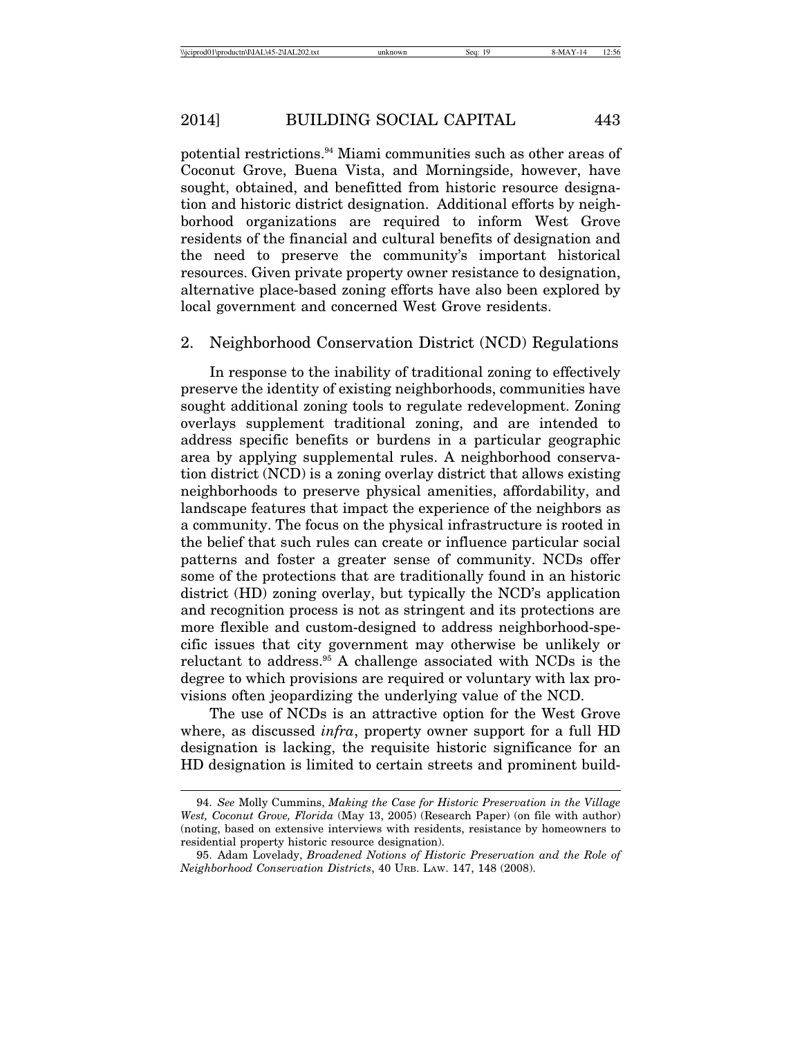potential restrictions.[94] Miami communities such as other areas of Coconut Grove, Buena Vista, and Morningside, however, have sought, obtained, and benefitted from historic resource designation and historic district designation. Additional efforts by neighborhood organizations are required to inform West Grove residents of the financial and cultural benefits of designation and the need to preserve the community's important historical resources. Given private property owner resistance to designation, alternative place-based zoning efforts have also been explored by local government and concerned West Grove residents.

## 2. Neighborhood Conservation District (NCD) Regulations

In response to the inability of traditional zoning to effectively preserve the identity of existing neighborhoods, communities have sought additional zoning tools to regulate redevelopment. Zoning overlays supplement traditional zoning, and are intended to address specific benefits or burdens in a particular geographic area by applying supplemental rules. A neighborhood conservation district (NCD) is a zoning overlay district that allows existing neighborhoods to preserve physical amenities, affordability, and landscape features that impact the experience of the neighbors as a community. The focus on the physical infrastructure is rooted in the belief that such rules can create or influence particular social patterns and foster a greater sense of community. NCDs offer some of the protections that are traditionally found in an historic district (HD) zoning overlay, but typically the NCD's application and recognition process is not as stringent and its protections are more flexible and custom-designed to address neighborhood-specific issues that city government may otherwise be unlikely or reluctant to address.[95] A challenge associated with NCDs is the degree to which provisions are required or voluntary with lax provisions often jeopardizing the underlying value of the NCD.

The use of NCDs is an attractive option for the West Grove where, as discussed *infra*, property owner support for a full HD designation is lacking, the requisite historic significance for an HD designation is limited to certain streets and prominent build-

---

94. *See* Molly Cummins, *Making the Case for Historic Preservation in the Village West, Coconut Grove, Florida* (May 13, 2005) (Research Paper) (on file with author) (noting, based on extensive interviews with residents, resistance by homeowners to residential property historic resource designation).

95. Adam Lovelady, *Broadened Notions of Historic Preservation and the Role of Neighborhood Conservation Districts*, 40 URB. LAW. 147, 148 (2008).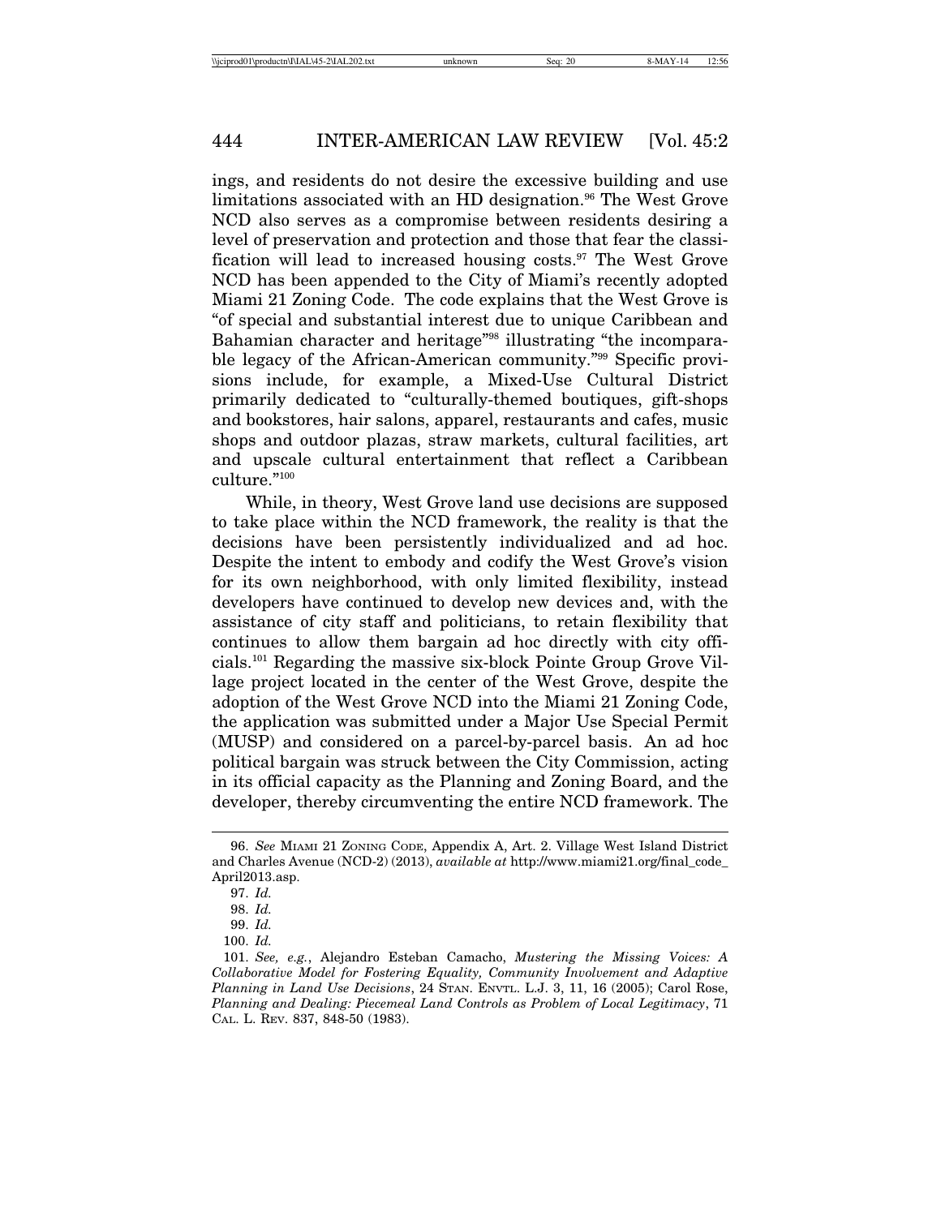ings, and residents do not desire the excessive building and use limitations associated with an HD designation.[96] The West Grove NCD also serves as a compromise between residents desiring a level of preservation and protection and those that fear the classification will lead to increased housing costs.[97] The West Grove NCD has been appended to the City of Miami's recently adopted Miami 21 Zoning Code. The code explains that the West Grove is "of special and substantial interest due to unique Caribbean and Bahamian character and heritage"[98] illustrating "the incomparable legacy of the African-American community."[99] Specific provisions include, for example, a Mixed-Use Cultural District primarily dedicated to "culturally-themed boutiques, gift-shops and bookstores, hair salons, apparel, restaurants and cafes, music shops and outdoor plazas, straw markets, cultural facilities, art and upscale cultural entertainment that reflect a Caribbean culture."[100]

While, in theory, West Grove land use decisions are supposed to take place within the NCD framework, the reality is that the decisions have been persistently individualized and ad hoc. Despite the intent to embody and codify the West Grove's vision for its own neighborhood, with only limited flexibility, instead developers have continued to develop new devices and, with the assistance of city staff and politicians, to retain flexibility that continues to allow them bargain ad hoc directly with city officials.[101] Regarding the massive six-block Pointe Group Grove Village project located in the center of the West Grove, despite the adoption of the West Grove NCD into the Miami 21 Zoning Code, the application was submitted under a Major Use Special Permit (MUSP) and considered on a parcel-by-parcel basis. An ad hoc political bargain was struck between the City Commission, acting in its official capacity as the Planning and Zoning Board, and the developer, thereby circumventing the entire NCD framework. The

---

96. *See* MIAMI 21 ZONING CODE, Appendix A, Art. 2. Village West Island District and Charles Avenue (NCD-2) (2013), *available at* http://www.miami21.org/final_code_April2013.asp.

97. *Id.*

98. *Id.*

99. *Id.*

100. *Id.*

101. *See, e.g.*, Alejandro Esteban Camacho, *Mustering the Missing Voices: A Collaborative Model for Fostering Equality, Community Involvement and Adaptive Planning in Land Use Decisions*, 24 STAN. ENVTL. L.J. 3, 11, 16 (2005); Carol Rose, *Planning and Dealing: Piecemeal Land Controls as Problem of Local Legitimacy*, 71 CAL. L. REV. 837, 848-50 (1983).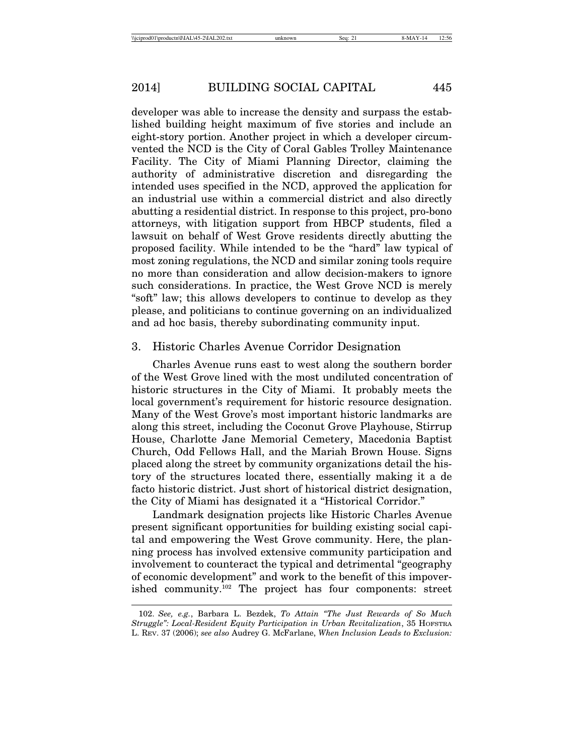developer was able to increase the density and surpass the established building height maximum of five stories and include an eight-story portion. Another project in which a developer circumvented the NCD is the City of Coral Gables Trolley Maintenance Facility. The City of Miami Planning Director, claiming the authority of administrative discretion and disregarding the intended uses specified in the NCD, approved the application for an industrial use within a commercial district and also directly abutting a residential district. In response to this project, pro-bono attorneys, with litigation support from HBCP students, filed a lawsuit on behalf of West Grove residents directly abutting the proposed facility. While intended to be the "hard" law typical of most zoning regulations, the NCD and similar zoning tools require no more than consideration and allow decision-makers to ignore such considerations. In practice, the West Grove NCD is merely "soft" law; this allows developers to continue to develop as they please, and politicians to continue governing on an individualized and ad hoc basis, thereby subordinating community input.

### 3. Historic Charles Avenue Corridor Designation

Charles Avenue runs east to west along the southern border of the West Grove lined with the most undiluted concentration of historic structures in the City of Miami. It probably meets the local government's requirement for historic resource designation. Many of the West Grove's most important historic landmarks are along this street, including the Coconut Grove Playhouse, Stirrup House, Charlotte Jane Memorial Cemetery, Macedonia Baptist Church, Odd Fellows Hall, and the Mariah Brown House. Signs placed along the street by community organizations detail the history of the structures located there, essentially making it a de facto historic district. Just short of historical district designation, the City of Miami has designated it a "Historical Corridor."

Landmark designation projects like Historic Charles Avenue present significant opportunities for building existing social capital and empowering the West Grove community. Here, the planning process has involved extensive community participation and involvement to counteract the typical and detrimental "geography of economic development" and work to the benefit of this impoverished community.[102] The project has four components: street

---

102. *See, e.g.*, Barbara L. Bezdek, *To Attain "The Just Rewards of So Much Struggle": Local-Resident Equity Participation in Urban Revitalization*, 35 HOFSTRA L. REV. 37 (2006); *see also* Audrey G. McFarlane, *When Inclusion Leads to Exclusion:*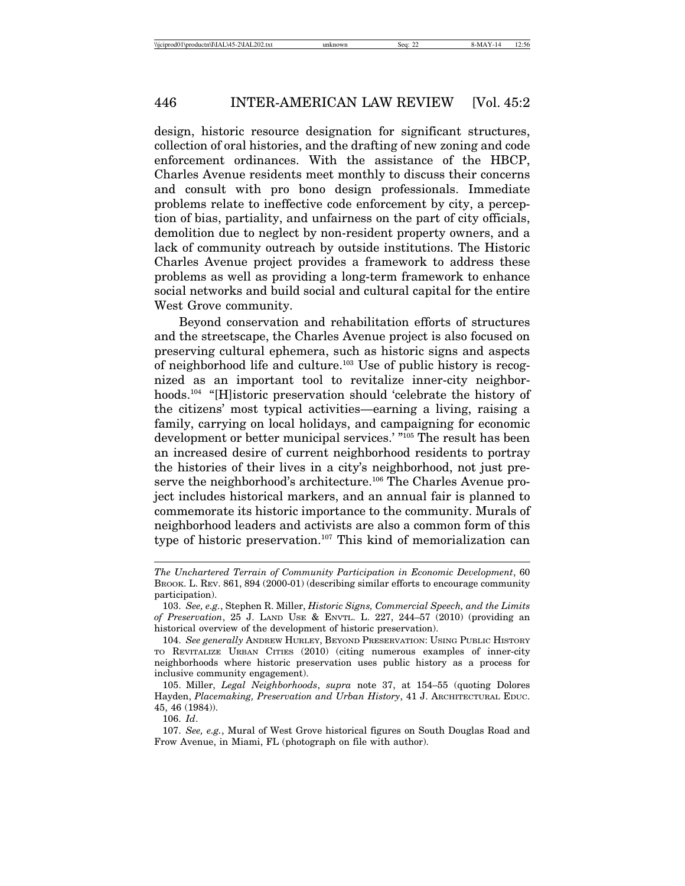design, historic resource designation for significant structures, collection of oral histories, and the drafting of new zoning and code enforcement ordinances. With the assistance of the HBCP, Charles Avenue residents meet monthly to discuss their concerns and consult with pro bono design professionals. Immediate problems relate to ineffective code enforcement by city, a perception of bias, partiality, and unfairness on the part of city officials, demolition due to neglect by non-resident property owners, and a lack of community outreach by outside institutions. The Historic Charles Avenue project provides a framework to address these problems as well as providing a long-term framework to enhance social networks and build social and cultural capital for the entire West Grove community.

Beyond conservation and rehabilitation efforts of structures and the streetscape, the Charles Avenue project is also focused on preserving cultural ephemera, such as historic signs and aspects of neighborhood life and culture.[103] Use of public history is recognized as an important tool to revitalize inner-city neighborhoods.[104] "[H]istoric preservation should 'celebrate the history of the citizens' most typical activities—earning a living, raising a family, carrying on local holidays, and campaigning for economic development or better municipal services.' "[105] The result has been an increased desire of current neighborhood residents to portray the histories of their lives in a city's neighborhood, not just preserve the neighborhood's architecture.[106] The Charles Avenue project includes historical markers, and an annual fair is planned to commemorate its historic importance to the community. Murals of neighborhood leaders and activists are also a common form of this type of historic preservation.[107] This kind of memorialization can

---

*The Unchartered Terrain of Community Participation in Economic Development*, 60 BROOK. L. REV. 861, 894 (2000-01) (describing similar efforts to encourage community participation).

103. *See, e.g.*, Stephen R. Miller, *Historic Signs, Commercial Speech, and the Limits of Preservation*, 25 J. LAND USE & ENVTL. L. 227, 244–57 (2010) (providing an historical overview of the development of historic preservation).

104. *See generally* ANDREW HURLEY, BEYOND PRESERVATION: USING PUBLIC HISTORY TO REVITALIZE URBAN CITIES (2010) (citing numerous examples of inner-city neighborhoods where historic preservation uses public history as a process for inclusive community engagement).

105. Miller, *Legal Neighborhoods*, *supra* note 37, at 154–55 (quoting Dolores Hayden, *Placemaking, Preservation and Urban History*, 41 J. ARCHITECTURAL EDUC. 45, 46 (1984)).

106. *Id*.

107. *See, e.g.*, Mural of West Grove historical figures on South Douglas Road and Frow Avenue, in Miami, FL (photograph on file with author).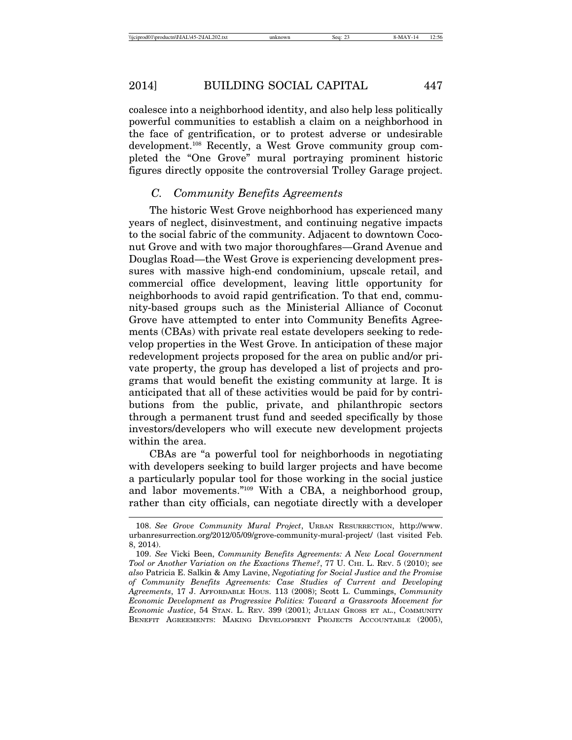coalesce into a neighborhood identity, and also help less politically powerful communities to establish a claim on a neighborhood in the face of gentrification, or to protest adverse or undesirable development.[108] Recently, a West Grove community group completed the "One Grove" mural portraying prominent historic figures directly opposite the controversial Trolley Garage project.

### *C. Community Benefits Agreements*

The historic West Grove neighborhood has experienced many years of neglect, disinvestment, and continuing negative impacts to the social fabric of the community. Adjacent to downtown Coconut Grove and with two major thoroughfares—Grand Avenue and Douglas Road—the West Grove is experiencing development pressures with massive high-end condominium, upscale retail, and commercial office development, leaving little opportunity for neighborhoods to avoid rapid gentrification. To that end, community-based groups such as the Ministerial Alliance of Coconut Grove have attempted to enter into Community Benefits Agreements (CBAs) with private real estate developers seeking to redevelop properties in the West Grove. In anticipation of these major redevelopment projects proposed for the area on public and/or private property, the group has developed a list of projects and programs that would benefit the existing community at large. It is anticipated that all of these activities would be paid for by contributions from the public, private, and philanthropic sectors through a permanent trust fund and seeded specifically by those investors/developers who will execute new development projects within the area.

CBAs are "a powerful tool for neighborhoods in negotiating with developers seeking to build larger projects and have become a particularly popular tool for those working in the social justice and labor movements."[109] With a CBA, a neighborhood group, rather than city officials, can negotiate directly with a developer

---

108. *See Grove Community Mural Project*, URBAN RESURRECTION, http://www.urbanresurrection.org/2012/05/09/grove-community-mural-project/ (last visited Feb. 8, 2014).

109. *See* Vicki Been, *Community Benefits Agreements: A New Local Government Tool or Another Variation on the Exactions Theme?*, 77 U. CHI. L. REV. 5 (2010); *see also* Patricia E. Salkin & Amy Lavine, *Negotiating for Social Justice and the Promise of Community Benefits Agreements: Case Studies of Current and Developing Agreements*, 17 J. AFFORDABLE HOUS. 113 (2008); Scott L. Cummings, *Community Economic Development as Progressive Politics: Toward a Grassroots Movement for Economic Justice*, 54 STAN. L. REV. 399 (2001); JULIAN GROSS ET AL., COMMUNITY BENEFIT AGREEMENTS: MAKING DEVELOPMENT PROJECTS ACCOUNTABLE (2005),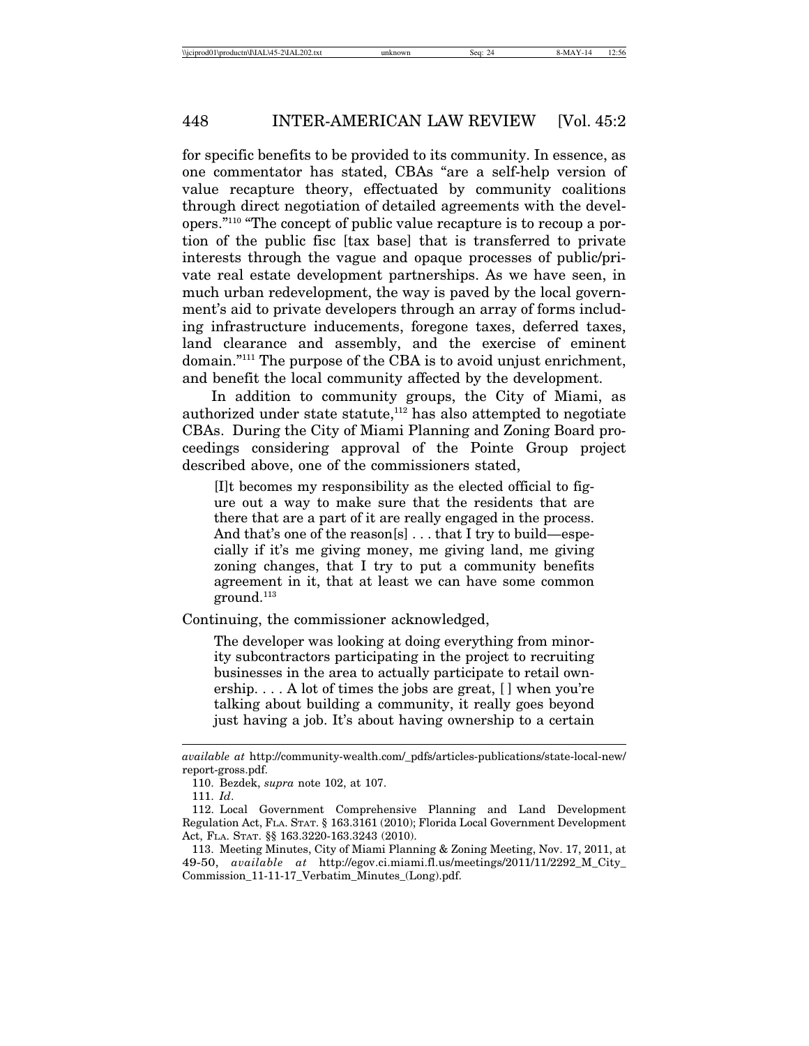for specific benefits to be provided to its community. In essence, as one commentator has stated, CBAs "are a self-help version of value recapture theory, effectuated by community coalitions through direct negotiation of detailed agreements with the developers."[110] "The concept of public value recapture is to recoup a portion of the public fisc [tax base] that is transferred to private interests through the vague and opaque processes of public/private real estate development partnerships. As we have seen, in much urban redevelopment, the way is paved by the local government's aid to private developers through an array of forms including infrastructure inducements, foregone taxes, deferred taxes, land clearance and assembly, and the exercise of eminent domain."[111] The purpose of the CBA is to avoid unjust enrichment, and benefit the local community affected by the development.

In addition to community groups, the City of Miami, as authorized under state statute,[112] has also attempted to negotiate CBAs. During the City of Miami Planning and Zoning Board proceedings considering approval of the Pointe Group project described above, one of the commissioners stated,

> [I]t becomes my responsibility as the elected official to figure out a way to make sure that the residents that are there that are a part of it are really engaged in the process. And that's one of the reason[s] . . . that I try to build—especially if it's me giving money, me giving land, me giving zoning changes, that I try to put a community benefits agreement in it, that at least we can have some common ground.[113]

Continuing, the commissioner acknowledged,

> The developer was looking at doing everything from minority subcontractors participating in the project to recruiting businesses in the area to actually participate to retail ownership. . . . A lot of times the jobs are great, [ ] when you're talking about building a community, it really goes beyond just having a job. It's about having ownership to a certain

---

*available at* http://community-wealth.com/_pdfs/articles-publications/state-local-new/report-gross.pdf.

110. Bezdek, *supra* note 102, at 107.

111. *Id*.

112. Local Government Comprehensive Planning and Land Development Regulation Act, FLA. STAT. § 163.3161 (2010); Florida Local Government Development Act, FLA. STAT. §§ 163.3220-163.3243 (2010).

113. Meeting Minutes, City of Miami Planning & Zoning Meeting, Nov. 17, 2011, at 49-50, *available at* http://egov.ci.miami.fl.us/meetings/2011/11/2292_M_City_Commission_11-11-17_Verbatim_Minutes_(Long).pdf.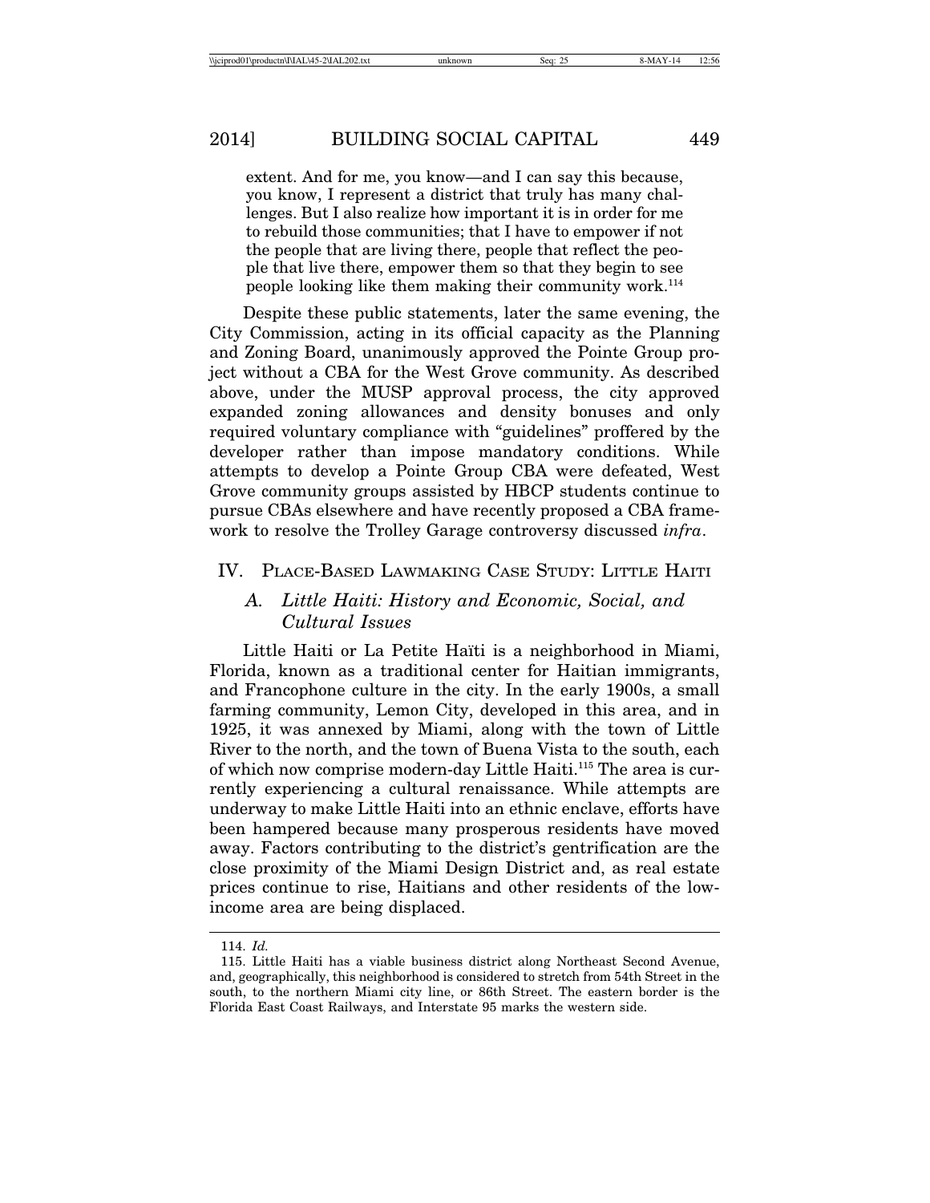> extent. And for me, you know—and I can say this because, you know, I represent a district that truly has many challenges. But I also realize how important it is in order for me to rebuild those communities; that I have to empower if not the people that are living there, people that reflect the people that live there, empower them so that they begin to see people looking like them making their community work.[114]

Despite these public statements, later the same evening, the City Commission, acting in its official capacity as the Planning and Zoning Board, unanimously approved the Pointe Group project without a CBA for the West Grove community. As described above, under the MUSP approval process, the city approved expanded zoning allowances and density bonuses and only required voluntary compliance with "guidelines" proffered by the developer rather than impose mandatory conditions. While attempts to develop a Pointe Group CBA were defeated, West Grove community groups assisted by HBCP students continue to pursue CBAs elsewhere and have recently proposed a CBA framework to resolve the Trolley Garage controversy discussed *infra*.

## IV. Place-Based Lawmaking Case Study: Little Haiti

### A. *Little Haiti: History and Economic, Social, and Cultural Issues*

Little Haiti or La Petite Haïti is a neighborhood in Miami, Florida, known as a traditional center for Haitian immigrants, and Francophone culture in the city. In the early 1900s, a small farming community, Lemon City, developed in this area, and in 1925, it was annexed by Miami, along with the town of Little River to the north, and the town of Buena Vista to the south, each of which now comprise modern-day Little Haiti.[115] The area is currently experiencing a cultural renaissance. While attempts are underway to make Little Haiti into an ethnic enclave, efforts have been hampered because many prosperous residents have moved away. Factors contributing to the district's gentrification are the close proximity of the Miami Design District and, as real estate prices continue to rise, Haitians and other residents of the low-income area are being displaced.

---

114. *Id.*

115. Little Haiti has a viable business district along Northeast Second Avenue, and, geographically, this neighborhood is considered to stretch from 54th Street in the south, to the northern Miami city line, or 86th Street. The eastern border is the Florida East Coast Railways, and Interstate 95 marks the western side.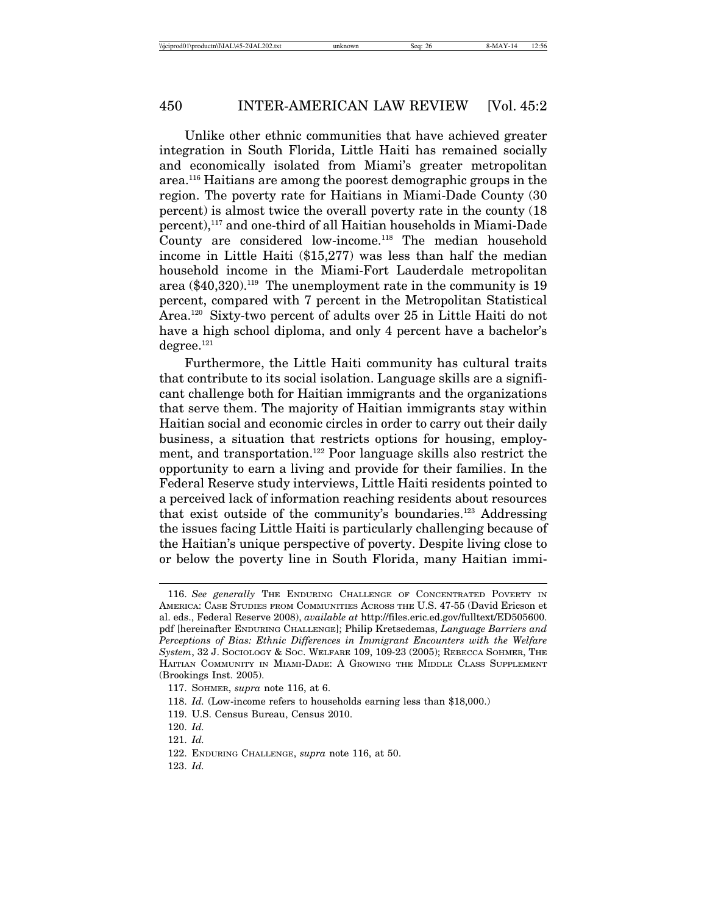Unlike other ethnic communities that have achieved greater integration in South Florida, Little Haiti has remained socially and economically isolated from Miami's greater metropolitan area.[116] Haitians are among the poorest demographic groups in the region. The poverty rate for Haitians in Miami-Dade County (30 percent) is almost twice the overall poverty rate in the county (18 percent),[117] and one-third of all Haitian households in Miami-Dade County are considered low-income.[118] The median household income in Little Haiti ($15,277) was less than half the median household income in the Miami-Fort Lauderdale metropolitan area ($40,320).[119] The unemployment rate in the community is 19 percent, compared with 7 percent in the Metropolitan Statistical Area.[120] Sixty-two percent of adults over 25 in Little Haiti do not have a high school diploma, and only 4 percent have a bachelor's degree.[121]

Furthermore, the Little Haiti community has cultural traits that contribute to its social isolation. Language skills are a significant challenge both for Haitian immigrants and the organizations that serve them. The majority of Haitian immigrants stay within Haitian social and economic circles in order to carry out their daily business, a situation that restricts options for housing, employment, and transportation.[122] Poor language skills also restrict the opportunity to earn a living and provide for their families. In the Federal Reserve study interviews, Little Haiti residents pointed to a perceived lack of information reaching residents about resources that exist outside of the community's boundaries.[123] Addressing the issues facing Little Haiti is particularly challenging because of the Haitian's unique perspective of poverty. Despite living close to or below the poverty line in South Florida, many Haitian immi-

---

116. *See generally* THE ENDURING CHALLENGE OF CONCENTRATED POVERTY IN AMERICA: CASE STUDIES FROM COMMUNITIES ACROSS THE U.S. 47-55 (David Ericson et al. eds., Federal Reserve 2008), *available at* http://files.eric.ed.gov/fulltext/ED505600.pdf [hereinafter ENDURING CHALLENGE]; Philip Kretsedemas, *Language Barriers and Perceptions of Bias: Ethnic Differences in Immigrant Encounters with the Welfare System*, 32 J. SOCIOLOGY & SOC. WELFARE 109, 109-23 (2005); REBECCA SOHMER, THE HAITIAN COMMUNITY IN MIAMI-DADE: A GROWING THE MIDDLE CLASS SUPPLEMENT (Brookings Inst. 2005).

117. SOHMER, *supra* note 116, at 6.

118. *Id.* (Low-income refers to households earning less than $18,000.)

119. U.S. Census Bureau, Census 2010.

120. *Id.*

121. *Id.*

122. ENDURING CHALLENGE, *supra* note 116, at 50.

123. *Id.*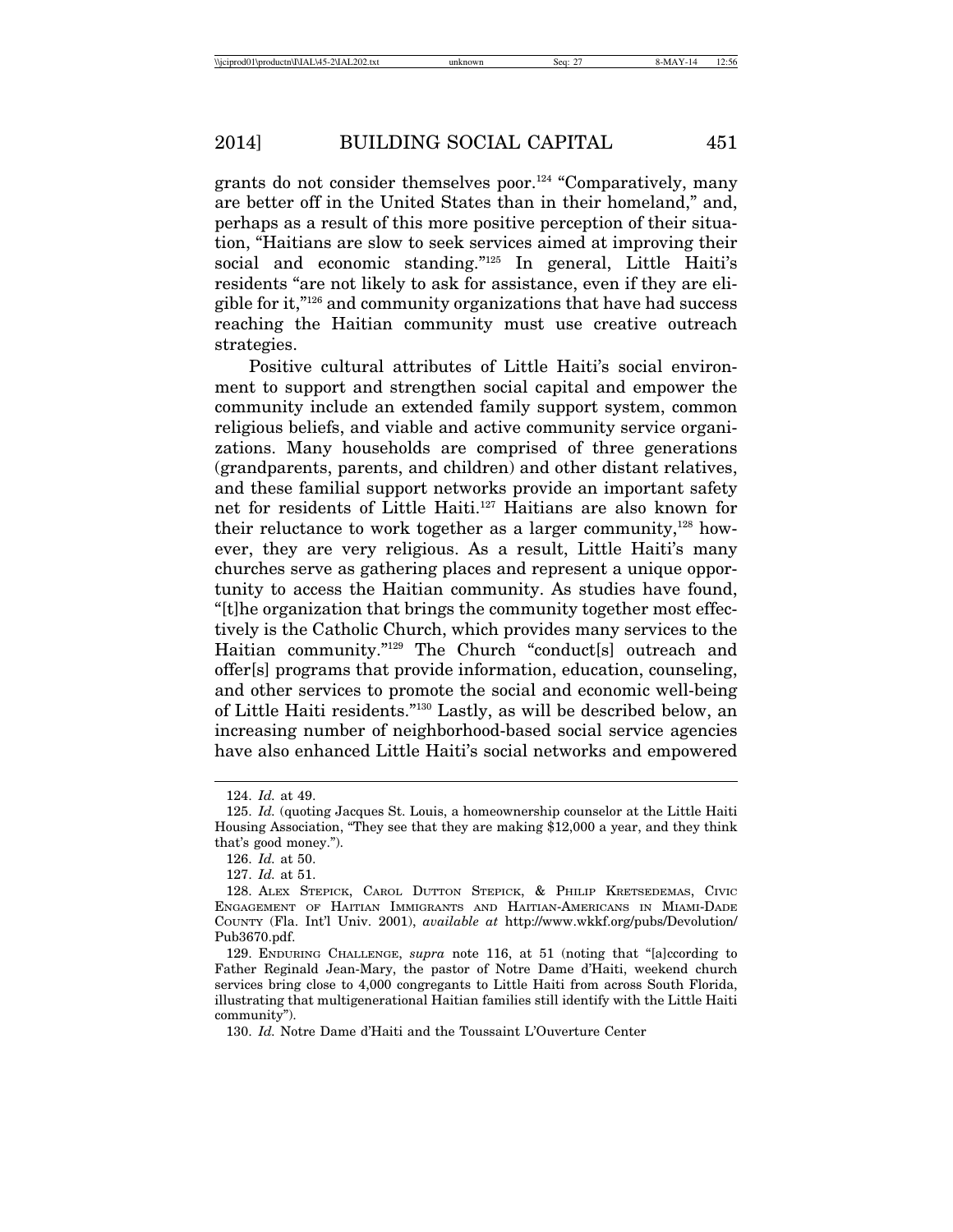grants do not consider themselves poor.[124] "Comparatively, many are better off in the United States than in their homeland," and, perhaps as a result of this more positive perception of their situation, "Haitians are slow to seek services aimed at improving their social and economic standing."[125] In general, Little Haiti's residents "are not likely to ask for assistance, even if they are eligible for it,"[126] and community organizations that have had success reaching the Haitian community must use creative outreach strategies.

Positive cultural attributes of Little Haiti's social environment to support and strengthen social capital and empower the community include an extended family support system, common religious beliefs, and viable and active community service organizations. Many households are comprised of three generations (grandparents, parents, and children) and other distant relatives, and these familial support networks provide an important safety net for residents of Little Haiti.[127] Haitians are also known for their reluctance to work together as a larger community,[128] however, they are very religious. As a result, Little Haiti's many churches serve as gathering places and represent a unique opportunity to access the Haitian community. As studies have found, "[t]he organization that brings the community together most effectively is the Catholic Church, which provides many services to the Haitian community."[129] The Church "conduct[s] outreach and offer[s] programs that provide information, education, counseling, and other services to promote the social and economic well-being of Little Haiti residents."[130] Lastly, as will be described below, an increasing number of neighborhood-based social service agencies have also enhanced Little Haiti's social networks and empowered

---

124. *Id.* at 49.

125. *Id.* (quoting Jacques St. Louis, a homeownership counselor at the Little Haiti Housing Association, "They see that they are making $12,000 a year, and they think that's good money.").

126. *Id.* at 50.

127. *Id.* at 51.

128. Alex Stepick, Carol Dutton Stepick, & Philip Kretsedemas, Civic Engagement of Haitian Immigrants and Haitian-Americans in Miami-Dade County (Fla. Int'l Univ. 2001), *available at* http://www.wkkf.org/pubs/Devolution/Pub3670.pdf.

129. Enduring Challenge, *supra* note 116, at 51 (noting that "[a]ccording to Father Reginald Jean-Mary, the pastor of Notre Dame d'Haiti, weekend church services bring close to 4,000 congregants to Little Haiti from across South Florida, illustrating that multigenerational Haitian families still identify with the Little Haiti community").

130. *Id.* Notre Dame d'Haiti and the Toussaint L'Ouverture Center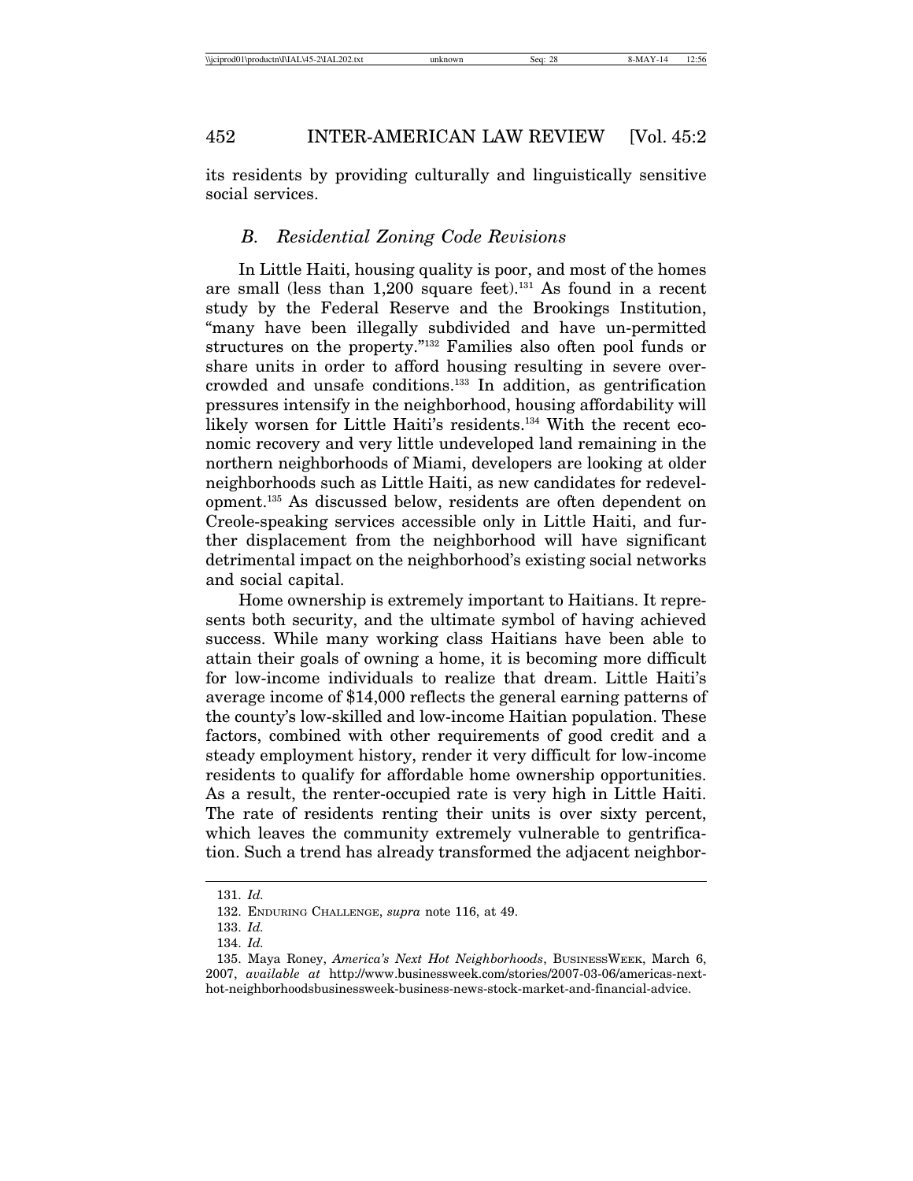its residents by providing culturally and linguistically sensitive social services.

### *B. Residential Zoning Code Revisions*

In Little Haiti, housing quality is poor, and most of the homes are small (less than 1,200 square feet).[131] As found in a recent study by the Federal Reserve and the Brookings Institution, "many have been illegally subdivided and have un-permitted structures on the property."[132] Families also often pool funds or share units in order to afford housing resulting in severe overcrowded and unsafe conditions.[133] In addition, as gentrification pressures intensify in the neighborhood, housing affordability will likely worsen for Little Haiti's residents.[134] With the recent economic recovery and very little undeveloped land remaining in the northern neighborhoods of Miami, developers are looking at older neighborhoods such as Little Haiti, as new candidates for redevelopment.[135] As discussed below, residents are often dependent on Creole-speaking services accessible only in Little Haiti, and further displacement from the neighborhood will have significant detrimental impact on the neighborhood's existing social networks and social capital.

Home ownership is extremely important to Haitians. It represents both security, and the ultimate symbol of having achieved success. While many working class Haitians have been able to attain their goals of owning a home, it is becoming more difficult for low-income individuals to realize that dream. Little Haiti's average income of $14,000 reflects the general earning patterns of the county's low-skilled and low-income Haitian population. These factors, combined with other requirements of good credit and a steady employment history, render it very difficult for low-income residents to qualify for affordable home ownership opportunities. As a result, the renter-occupied rate is very high in Little Haiti. The rate of residents renting their units is over sixty percent, which leaves the community extremely vulnerable to gentrification. Such a trend has already transformed the adjacent neighbor-

---

131. *Id.*

132. ENDURING CHALLENGE, *supra* note 116, at 49.

133. *Id.*

134. *Id.*

135. Maya Roney, *America's Next Hot Neighborhoods*, BUSINESSWEEK, March 6, 2007, *available at* http://www.businessweek.com/stories/2007-03-06/americas-next-hot-neighborhoodsbusinessweek-business-news-stock-market-and-financial-advice.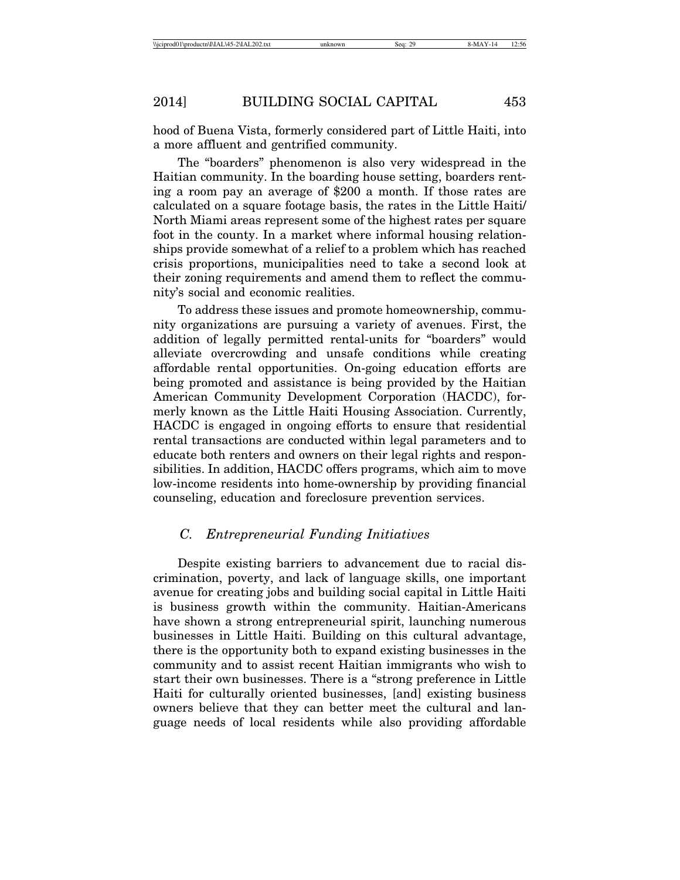hood of Buena Vista, formerly considered part of Little Haiti, into a more affluent and gentrified community.

The "boarders" phenomenon is also very widespread in the Haitian community. In the boarding house setting, boarders renting a room pay an average of $200 a month. If those rates are calculated on a square footage basis, the rates in the Little Haiti/North Miami areas represent some of the highest rates per square foot in the county. In a market where informal housing relationships provide somewhat of a relief to a problem which has reached crisis proportions, municipalities need to take a second look at their zoning requirements and amend them to reflect the community's social and economic realities.

To address these issues and promote homeownership, community organizations are pursuing a variety of avenues. First, the addition of legally permitted rental-units for "boarders" would alleviate overcrowding and unsafe conditions while creating affordable rental opportunities. On-going education efforts are being promoted and assistance is being provided by the Haitian American Community Development Corporation (HACDC), formerly known as the Little Haiti Housing Association. Currently, HACDC is engaged in ongoing efforts to ensure that residential rental transactions are conducted within legal parameters and to educate both renters and owners on their legal rights and responsibilities. In addition, HACDC offers programs, which aim to move low-income residents into home-ownership by providing financial counseling, education and foreclosure prevention services.

### *C. Entrepreneurial Funding Initiatives*

Despite existing barriers to advancement due to racial discrimination, poverty, and lack of language skills, one important avenue for creating jobs and building social capital in Little Haiti is business growth within the community. Haitian-Americans have shown a strong entrepreneurial spirit, launching numerous businesses in Little Haiti. Building on this cultural advantage, there is the opportunity both to expand existing businesses in the community and to assist recent Haitian immigrants who wish to start their own businesses. There is a "strong preference in Little Haiti for culturally oriented businesses, [and] existing business owners believe that they can better meet the cultural and language needs of local residents while also providing affordable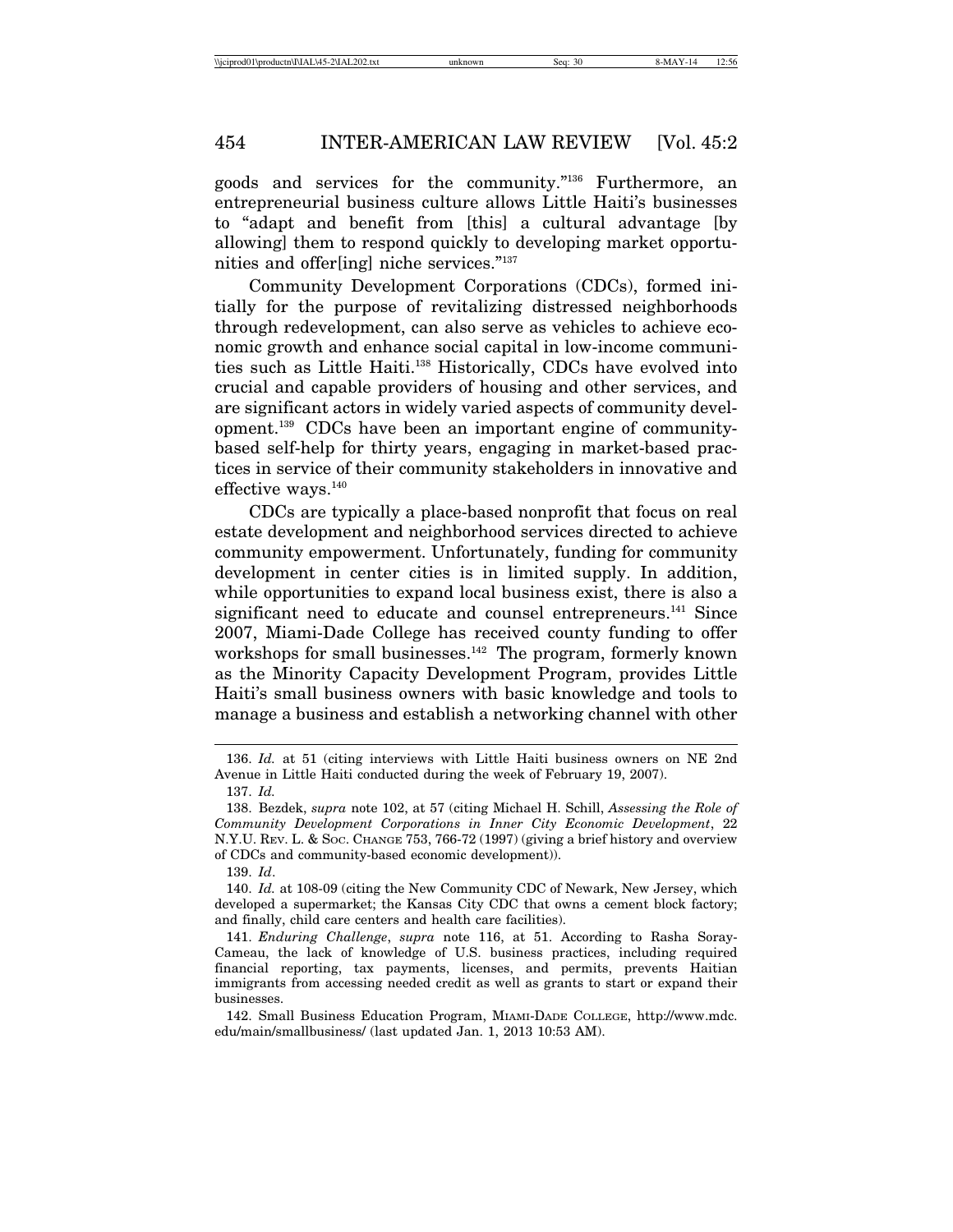goods and services for the community."[136] Furthermore, an entrepreneurial business culture allows Little Haiti's businesses to "adapt and benefit from [this] a cultural advantage [by allowing] them to respond quickly to developing market opportunities and offer[ing] niche services."[137]

Community Development Corporations (CDCs), formed initially for the purpose of revitalizing distressed neighborhoods through redevelopment, can also serve as vehicles to achieve economic growth and enhance social capital in low-income communities such as Little Haiti.[138] Historically, CDCs have evolved into crucial and capable providers of housing and other services, and are significant actors in widely varied aspects of community development.[139] CDCs have been an important engine of community-based self-help for thirty years, engaging in market-based practices in service of their community stakeholders in innovative and effective ways.[140]

CDCs are typically a place-based nonprofit that focus on real estate development and neighborhood services directed to achieve community empowerment. Unfortunately, funding for community development in center cities is in limited supply. In addition, while opportunities to expand local business exist, there is also a significant need to educate and counsel entrepreneurs.[141] Since 2007, Miami-Dade College has received county funding to offer workshops for small businesses.[142] The program, formerly known as the Minority Capacity Development Program, provides Little Haiti's small business owners with basic knowledge and tools to manage a business and establish a networking channel with other

---

136. *Id.* at 51 (citing interviews with Little Haiti business owners on NE 2nd Avenue in Little Haiti conducted during the week of February 19, 2007).

137. *Id.*

138. Bezdek, *supra* note 102, at 57 (citing Michael H. Schill, *Assessing the Role of Community Development Corporations in Inner City Economic Development*, 22 N.Y.U. REV. L. & SOC. CHANGE 753, 766-72 (1997) (giving a brief history and overview of CDCs and community-based economic development)).

139. *Id*.

140. *Id.* at 108-09 (citing the New Community CDC of Newark, New Jersey, which developed a supermarket; the Kansas City CDC that owns a cement block factory; and finally, child care centers and health care facilities).

141. *Enduring Challenge*, *supra* note 116, at 51. According to Rasha Soray-Cameau, the lack of knowledge of U.S. business practices, including required financial reporting, tax payments, licenses, and permits, prevents Haitian immigrants from accessing needed credit as well as grants to start or expand their businesses.

142. Small Business Education Program, MIAMI-DADE COLLEGE, http://www.mdc.edu/main/smallbusiness/ (last updated Jan. 1, 2013 10:53 AM).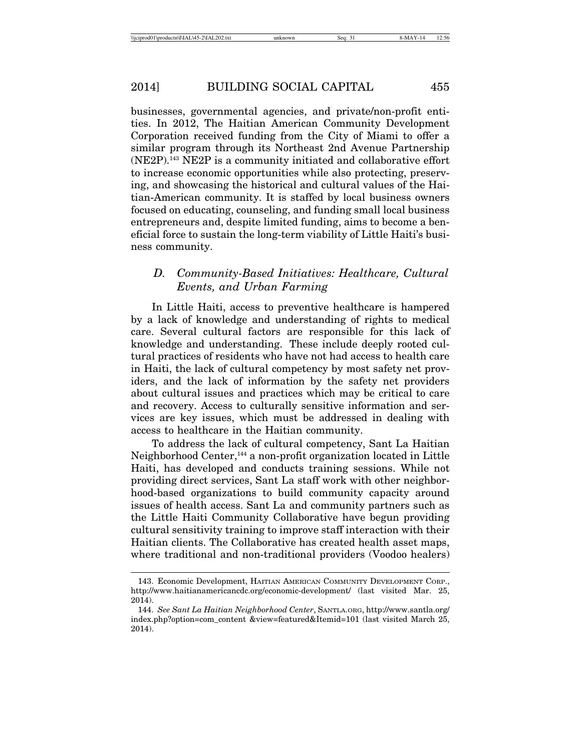businesses, governmental agencies, and private/non-profit entities. In 2012, The Haitian American Community Development Corporation received funding from the City of Miami to offer a similar program through its Northeast 2nd Avenue Partnership (NE2P).[143] NE2P is a community initiated and collaborative effort to increase economic opportunities while also protecting, preserving, and showcasing the historical and cultural values of the Haitian-American community. It is staffed by local business owners focused on educating, counseling, and funding small local business entrepreneurs and, despite limited funding, aims to become a beneficial force to sustain the long-term viability of Little Haiti's business community.

### *D. Community-Based Initiatives: Healthcare, Cultural Events, and Urban Farming*

In Little Haiti, access to preventive healthcare is hampered by a lack of knowledge and understanding of rights to medical care. Several cultural factors are responsible for this lack of knowledge and understanding. These include deeply rooted cultural practices of residents who have not had access to health care in Haiti, the lack of cultural competency by most safety net providers, and the lack of information by the safety net providers about cultural issues and practices which may be critical to care and recovery. Access to culturally sensitive information and services are key issues, which must be addressed in dealing with access to healthcare in the Haitian community.

To address the lack of cultural competency, Sant La Haitian Neighborhood Center,[144] a non-profit organization located in Little Haiti, has developed and conducts training sessions. While not providing direct services, Sant La staff work with other neighborhood-based organizations to build community capacity around issues of health access. Sant La and community partners such as the Little Haiti Community Collaborative have begun providing cultural sensitivity training to improve staff interaction with their Haitian clients. The Collaborative has created health asset maps, where traditional and non-traditional providers (Voodoo healers)

---

143. Economic Development, HAITIAN AMERICAN COMMUNITY DEVELOPMENT CORP., http://www.haitianamericancdc.org/economic-development/ (last visited Mar. 25, 2014).

144. *See Sant La Haitian Neighborhood Center*, SANTLA.ORG, http://www.santla.org/index.php?option=com_content &view=featured&Itemid=101 (last visited March 25, 2014).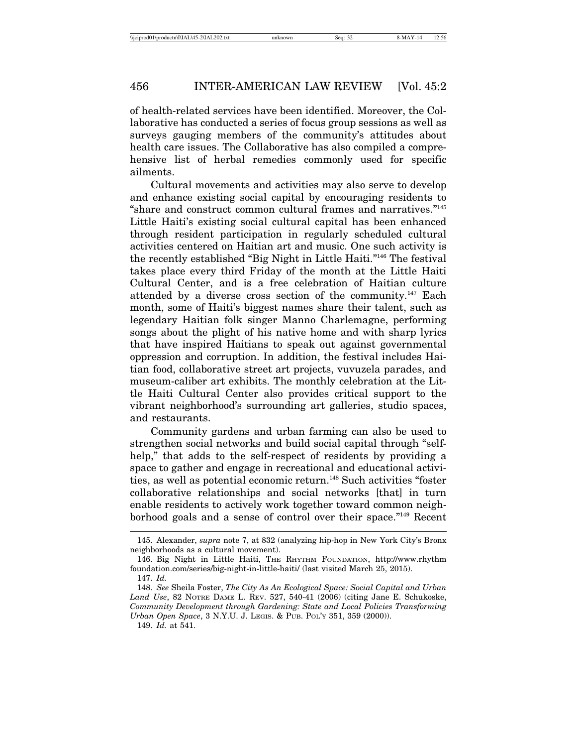of health-related services have been identified. Moreover, the Collaborative has conducted a series of focus group sessions as well as surveys gauging members of the community's attitudes about health care issues. The Collaborative has also compiled a comprehensive list of herbal remedies commonly used for specific ailments.

Cultural movements and activities may also serve to develop and enhance existing social capital by encouraging residents to "share and construct common cultural frames and narratives."[145] Little Haiti's existing social cultural capital has been enhanced through resident participation in regularly scheduled cultural activities centered on Haitian art and music. One such activity is the recently established "Big Night in Little Haiti."[146] The festival takes place every third Friday of the month at the Little Haiti Cultural Center, and is a free celebration of Haitian culture attended by a diverse cross section of the community.[147] Each month, some of Haiti's biggest names share their talent, such as legendary Haitian folk singer Manno Charlemagne, performing songs about the plight of his native home and with sharp lyrics that have inspired Haitians to speak out against governmental oppression and corruption. In addition, the festival includes Haitian food, collaborative street art projects, vuvuzela parades, and museum-caliber art exhibits. The monthly celebration at the Little Haiti Cultural Center also provides critical support to the vibrant neighborhood's surrounding art galleries, studio spaces, and restaurants.

Community gardens and urban farming can also be used to strengthen social networks and build social capital through "self-help," that adds to the self-respect of residents by providing a space to gather and engage in recreational and educational activities, as well as potential economic return.[148] Such activities "foster collaborative relationships and social networks [that] in turn enable residents to actively work together toward common neighborhood goals and a sense of control over their space."[149] Recent

---

145. Alexander, *supra* note 7, at 832 (analyzing hip-hop in New York City's Bronx neighborhoods as a cultural movement).

146. Big Night in Little Haiti, THE RHYTHM FOUNDATION, http://www.rhythmfoundation.com/series/big-night-in-little-haiti/ (last visited March 25, 2015).

147. *Id.*

148. *See* Sheila Foster, *The City As An Ecological Space: Social Capital and Urban Land Use*, 82 NOTRE DAME L. REV. 527, 540-41 (2006) (citing Jane E. Schukoske, *Community Development through Gardening: State and Local Policies Transforming Urban Open Space*, 3 N.Y.U. J. LEGIS. & PUB. POL'Y 351, 359 (2000)).

149. *Id.* at 541.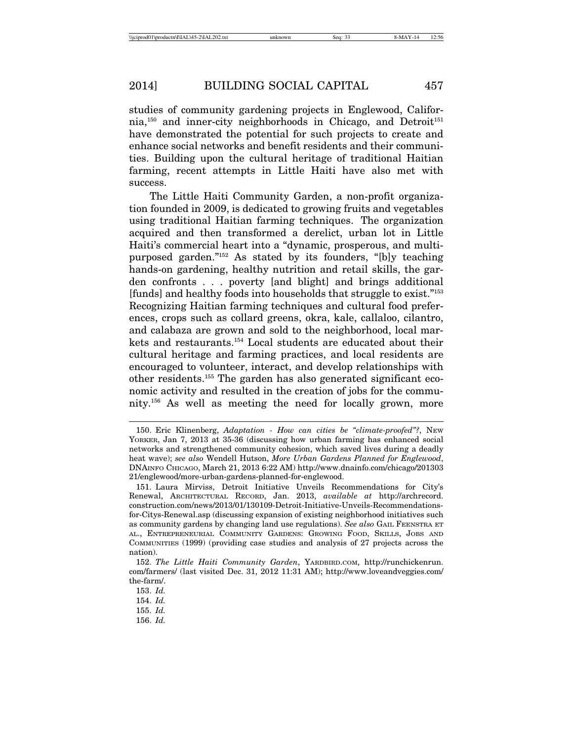studies of community gardening projects in Englewood, California,[150] and inner-city neighborhoods in Chicago, and Detroit[151] have demonstrated the potential for such projects to create and enhance social networks and benefit residents and their communities. Building upon the cultural heritage of traditional Haitian farming, recent attempts in Little Haiti have also met with success.

The Little Haiti Community Garden, a non-profit organization founded in 2009, is dedicated to growing fruits and vegetables using traditional Haitian farming techniques. The organization acquired and then transformed a derelict, urban lot in Little Haiti's commercial heart into a "dynamic, prosperous, and multi-purposed garden."[152] As stated by its founders, "[b]y teaching hands-on gardening, healthy nutrition and retail skills, the garden confronts . . . poverty [and blight] and brings additional [funds] and healthy foods into households that struggle to exist."[153] Recognizing Haitian farming techniques and cultural food preferences, crops such as collard greens, okra, kale, callaloo, cilantro, and calabaza are grown and sold to the neighborhood, local markets and restaurants.[154] Local students are educated about their cultural heritage and farming practices, and local residents are encouraged to volunteer, interact, and develop relationships with other residents.[155] The garden has also generated significant economic activity and resulted in the creation of jobs for the community.[156] As well as meeting the need for locally grown, more

---

150. Eric Klinenberg, *Adaptation - How can cities be "climate-proofed"?*, NEW YORKER, Jan 7, 2013 at 35-36 (discussing how urban farming has enhanced social networks and strengthened community cohesion, which saved lives during a deadly heat wave); *see also* Wendell Hutson, *More Urban Gardens Planned for Englewood*, DNAINFO CHICAGO, March 21, 2013 6:22 AM) http://www.dnainfo.com/chicago/20130321/englewood/more-urban-gardens-planned-for-englewood.

151. Laura Mirviss, Detroit Initiative Unveils Recommendations for City's Renewal, ARCHITECTURAL RECORD, Jan. 2013, *available at* http://archrecord.construction.com/news/2013/01/130109-Detroit-Initiative-Unveils-Recommendations-for-Citys-Renewal.asp (discussing expansion of existing neighborhood initiatives such as community gardens by changing land use regulations). *See also* GAIL FEENSTRA ET AL., ENTREPRENEURIAL COMMUNITY GARDENS: GROWING FOOD, SKILLS, JOBS AND COMMUNITIES (1999) (providing case studies and analysis of 27 projects across the nation).

152. *The Little Haiti Community Garden*, YARDBIRD.COM, http://runchickenrun.com/farmers/ (last visited Dec. 31, 2012 11:31 AM); http://www.loveandveggies.com/the-farm/.

153. *Id.*

154. *Id.*

155. *Id.*

156. *Id.*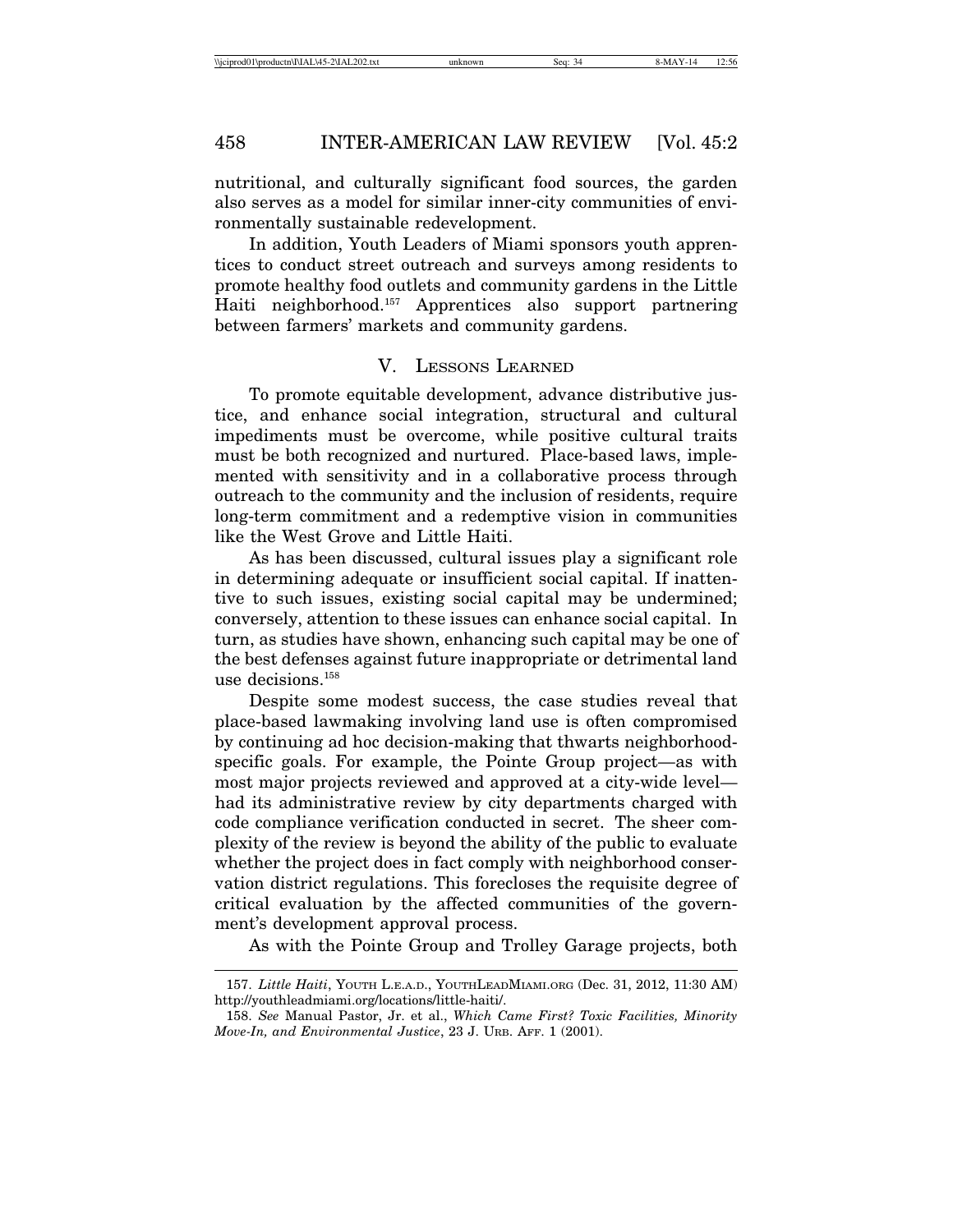nutritional, and culturally significant food sources, the garden also serves as a model for similar inner-city communities of environmentally sustainable redevelopment.

In addition, Youth Leaders of Miami sponsors youth apprentices to conduct street outreach and surveys among residents to promote healthy food outlets and community gardens in the Little Haiti neighborhood.[157] Apprentices also support partnering between farmers' markets and community gardens.

## V. Lessons Learned

To promote equitable development, advance distributive justice, and enhance social integration, structural and cultural impediments must be overcome, while positive cultural traits must be both recognized and nurtured. Place-based laws, implemented with sensitivity and in a collaborative process through outreach to the community and the inclusion of residents, require long-term commitment and a redemptive vision in communities like the West Grove and Little Haiti.

As has been discussed, cultural issues play a significant role in determining adequate or insufficient social capital. If inattentive to such issues, existing social capital may be undermined; conversely, attention to these issues can enhance social capital. In turn, as studies have shown, enhancing such capital may be one of the best defenses against future inappropriate or detrimental land use decisions.[158]

Despite some modest success, the case studies reveal that place-based lawmaking involving land use is often compromised by continuing ad hoc decision-making that thwarts neighborhood-specific goals. For example, the Pointe Group project—as with most major projects reviewed and approved at a city-wide level—had its administrative review by city departments charged with code compliance verification conducted in secret. The sheer complexity of the review is beyond the ability of the public to evaluate whether the project does in fact comply with neighborhood conservation district regulations. This forecloses the requisite degree of critical evaluation by the affected communities of the government's development approval process.

As with the Pointe Group and Trolley Garage projects, both

---

157. *Little Haiti*, Youth L.e.a.d., YouthLeadMiami.org (Dec. 31, 2012, 11:30 AM) http://youthleadmiami.org/locations/little-haiti/.

158. *See* Manual Pastor, Jr. et al., *Which Came First? Toxic Facilities, Minority Move-In, and Environmental Justice*, 23 J. Urb. Aff. 1 (2001).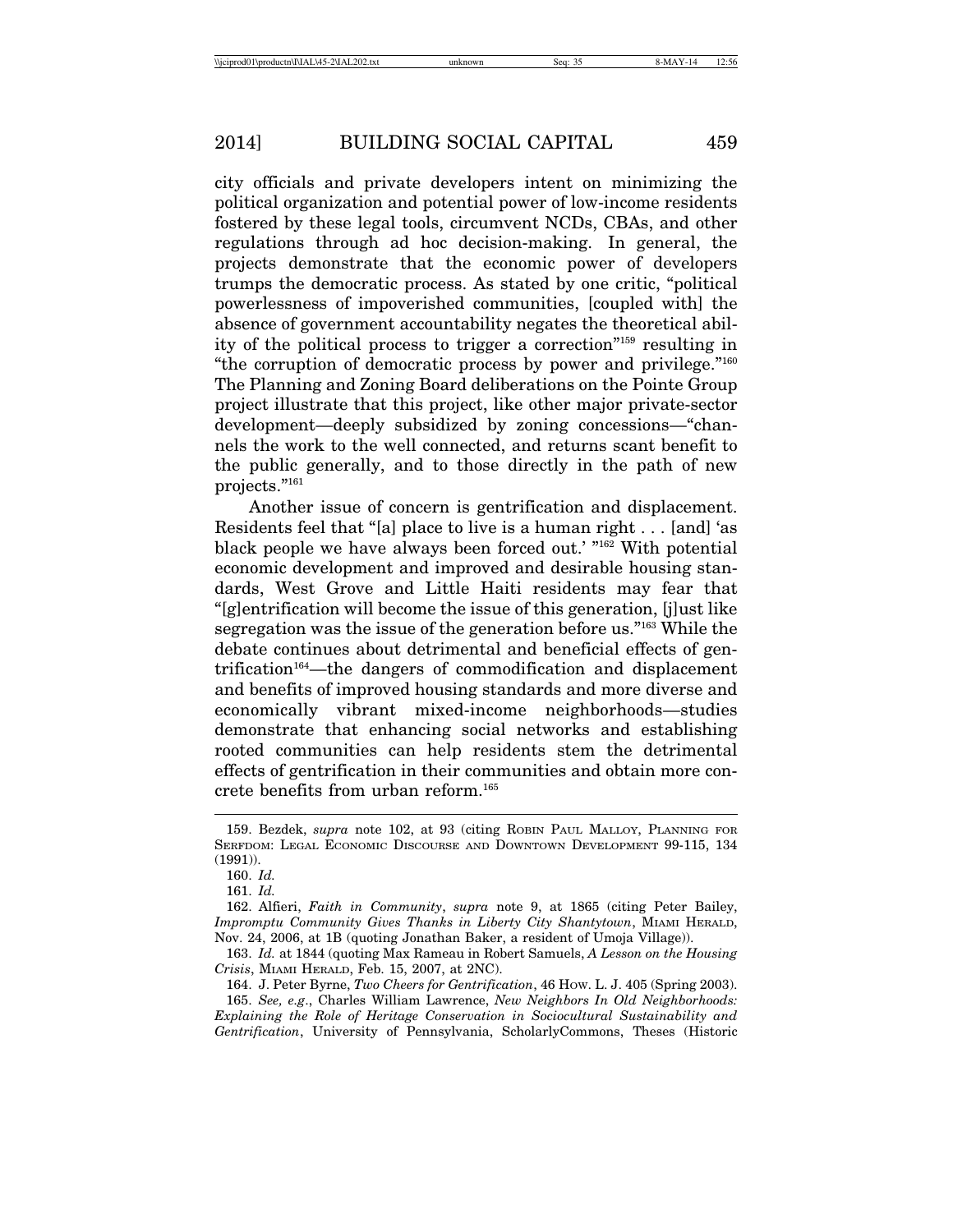city officials and private developers intent on minimizing the political organization and potential power of low-income residents fostered by these legal tools, circumvent NCDs, CBAs, and other regulations through ad hoc decision-making. In general, the projects demonstrate that the economic power of developers trumps the democratic process. As stated by one critic, "political powerlessness of impoverished communities, [coupled with] the absence of government accountability negates the theoretical ability of the political process to trigger a correction"[159] resulting in "the corruption of democratic process by power and privilege."[160] The Planning and Zoning Board deliberations on the Pointe Group project illustrate that this project, like other major private-sector development—deeply subsidized by zoning concessions—"channels the work to the well connected, and returns scant benefit to the public generally, and to those directly in the path of new projects."[161]

Another issue of concern is gentrification and displacement. Residents feel that "[a] place to live is a human right . . . [and] 'as black people we have always been forced out.' "[162] With potential economic development and improved and desirable housing standards, West Grove and Little Haiti residents may fear that "[g]entrification will become the issue of this generation, [j]ust like segregation was the issue of the generation before us."[163] While the debate continues about detrimental and beneficial effects of gentrification[164]—the dangers of commodification and displacement and benefits of improved housing standards and more diverse and economically vibrant mixed-income neighborhoods—studies demonstrate that enhancing social networks and establishing rooted communities can help residents stem the detrimental effects of gentrification in their communities and obtain more concrete benefits from urban reform.[165]

---

159. Bezdek, *supra* note 102, at 93 (citing ROBIN PAUL MALLOY, PLANNING FOR SERFDOM: LEGAL ECONOMIC DISCOURSE AND DOWNTOWN DEVELOPMENT 99-115, 134 (1991)).

160. *Id.*

161. *Id.*

162. Alfieri, *Faith in Community*, *supra* note 9, at 1865 (citing Peter Bailey, *Impromptu Community Gives Thanks in Liberty City Shantytown*, MIAMI HERALD, Nov. 24, 2006, at 1B (quoting Jonathan Baker, a resident of Umoja Village)).

163. *Id.* at 1844 (quoting Max Rameau in Robert Samuels, *A Lesson on the Housing Crisis*, MIAMI HERALD, Feb. 15, 2007, at 2NC).

164. J. Peter Byrne, *Two Cheers for Gentrification*, 46 HOW. L. J. 405 (Spring 2003).

165. *See, e.g.*, Charles William Lawrence, *New Neighbors In Old Neighborhoods: Explaining the Role of Heritage Conservation in Sociocultural Sustainability and Gentrification*, University of Pennsylvania, ScholarlyCommons, Theses (Historic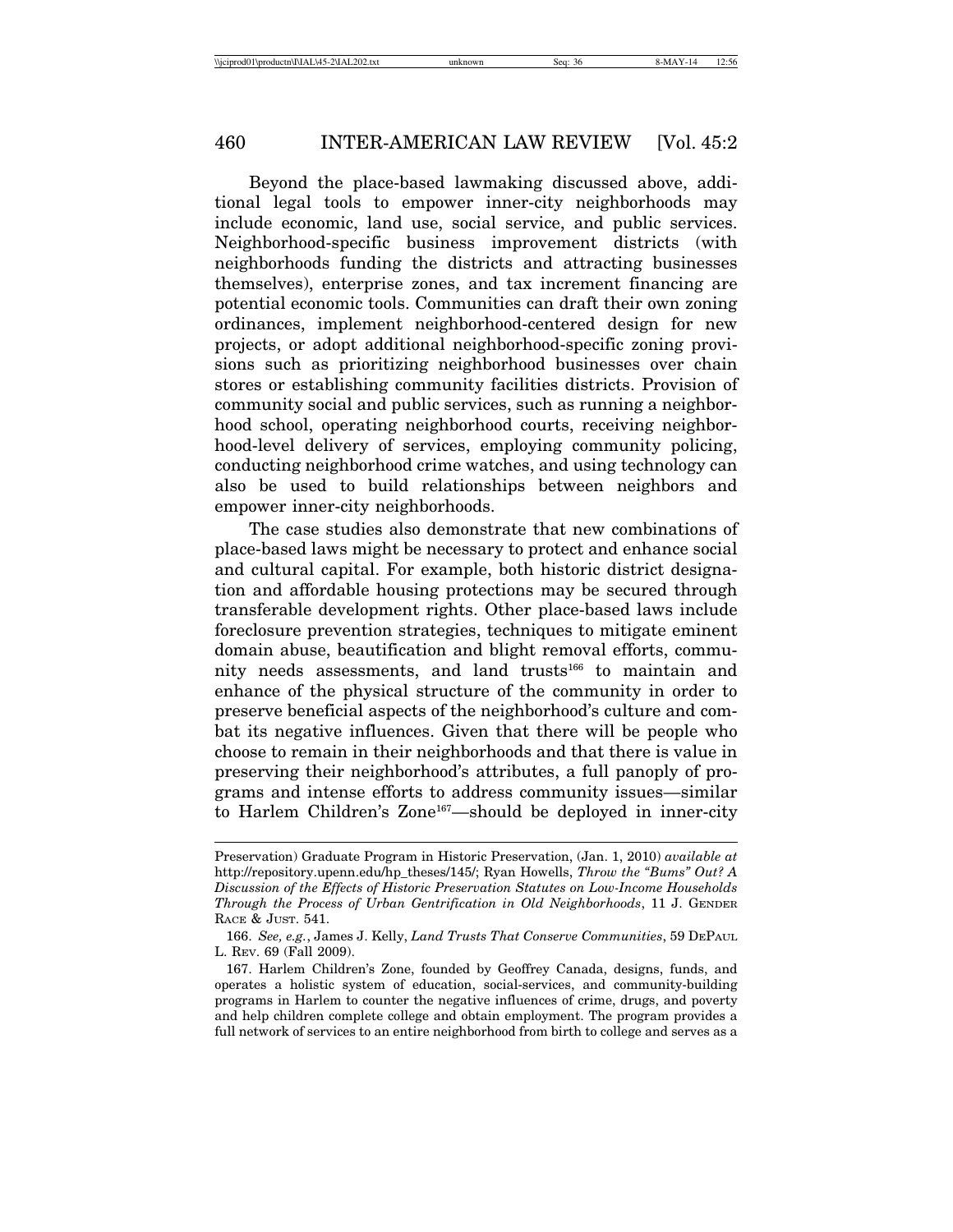Beyond the place-based lawmaking discussed above, additional legal tools to empower inner-city neighborhoods may include economic, land use, social service, and public services. Neighborhood-specific business improvement districts (with neighborhoods funding the districts and attracting businesses themselves), enterprise zones, and tax increment financing are potential economic tools. Communities can draft their own zoning ordinances, implement neighborhood-centered design for new projects, or adopt additional neighborhood-specific zoning provisions such as prioritizing neighborhood businesses over chain stores or establishing community facilities districts. Provision of community social and public services, such as running a neighborhood school, operating neighborhood courts, receiving neighborhood-level delivery of services, employing community policing, conducting neighborhood crime watches, and using technology can also be used to build relationships between neighbors and empower inner-city neighborhoods.

The case studies also demonstrate that new combinations of place-based laws might be necessary to protect and enhance social and cultural capital. For example, both historic district designation and affordable housing protections may be secured through transferable development rights. Other place-based laws include foreclosure prevention strategies, techniques to mitigate eminent domain abuse, beautification and blight removal efforts, community needs assessments, and land trusts[166] to maintain and enhance of the physical structure of the community in order to preserve beneficial aspects of the neighborhood's culture and combat its negative influences. Given that there will be people who choose to remain in their neighborhoods and that there is value in preserving their neighborhood's attributes, a full panoply of programs and intense efforts to address community issues—similar to Harlem Children's Zone[167]—should be deployed in inner-city

---

Preservation) Graduate Program in Historic Preservation, (Jan. 1, 2010) *available at* http://repository.upenn.edu/hp_theses/145/; Ryan Howells, *Throw the "Bums" Out? A Discussion of the Effects of Historic Preservation Statutes on Low-Income Households Through the Process of Urban Gentrification in Old Neighborhoods*, 11 J. GENDER RACE & JUST. 541.

166. *See, e.g.*, James J. Kelly, *Land Trusts That Conserve Communities*, 59 DEPAUL L. REV. 69 (Fall 2009).

167. Harlem Children's Zone, founded by Geoffrey Canada, designs, funds, and operates a holistic system of education, social-services, and community-building programs in Harlem to counter the negative influences of crime, drugs, and poverty and help children complete college and obtain employment. The program provides a full network of services to an entire neighborhood from birth to college and serves as a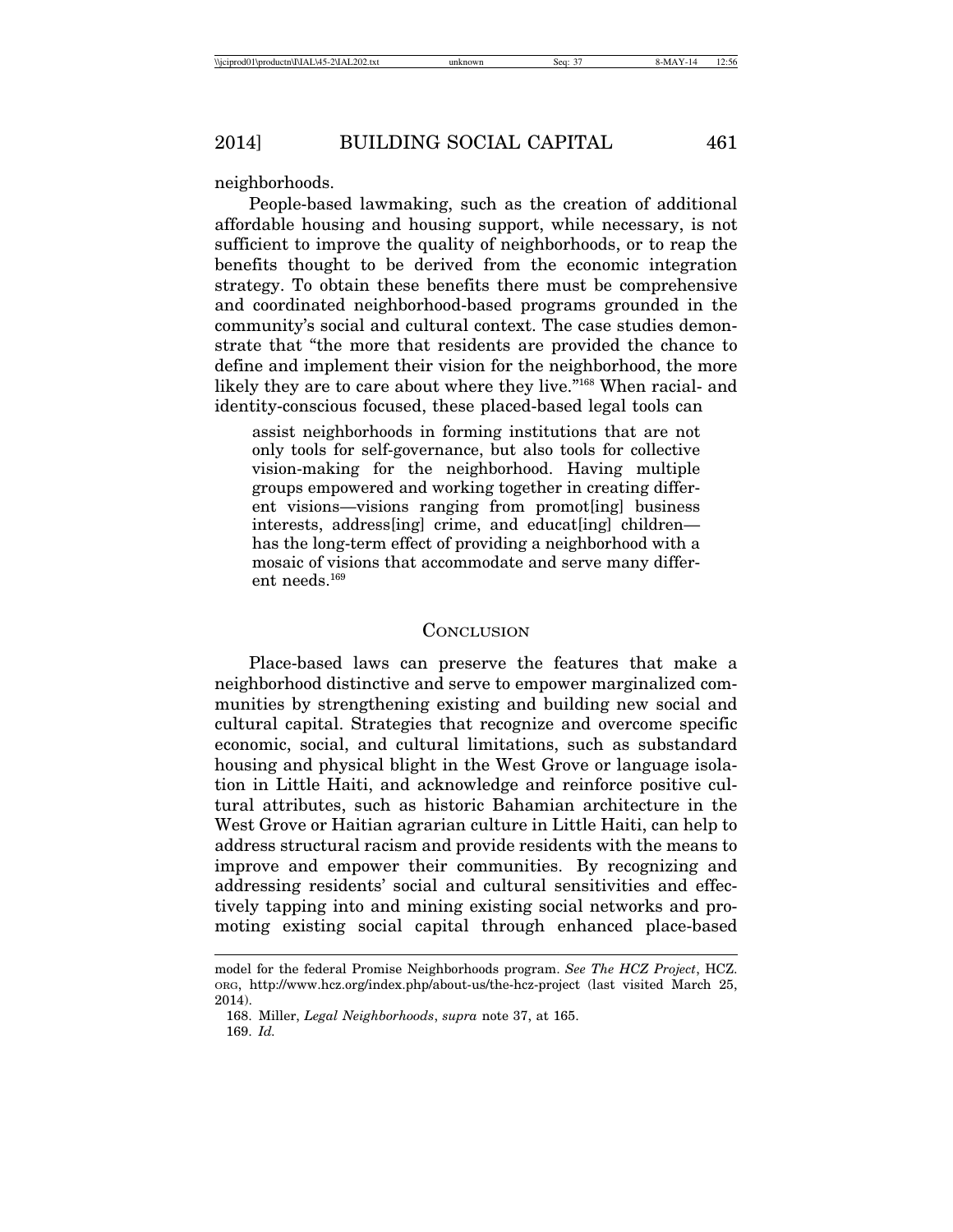neighborhoods.

People-based lawmaking, such as the creation of additional affordable housing and housing support, while necessary, is not sufficient to improve the quality of neighborhoods, or to reap the benefits thought to be derived from the economic integration strategy. To obtain these benefits there must be comprehensive and coordinated neighborhood-based programs grounded in the community's social and cultural context. The case studies demonstrate that "the more that residents are provided the chance to define and implement their vision for the neighborhood, the more likely they are to care about where they live."[168] When racial- and identity-conscious focused, these placed-based legal tools can

> assist neighborhoods in forming institutions that are not only tools for self-governance, but also tools for collective vision-making for the neighborhood. Having multiple groups empowered and working together in creating different visions—visions ranging from promot[ing] business interests, address[ing] crime, and educat[ing] children—has the long-term effect of providing a neighborhood with a mosaic of visions that accommodate and serve many different needs.[169]

## CONCLUSION

Place-based laws can preserve the features that make a neighborhood distinctive and serve to empower marginalized communities by strengthening existing and building new social and cultural capital. Strategies that recognize and overcome specific economic, social, and cultural limitations, such as substandard housing and physical blight in the West Grove or language isolation in Little Haiti, and acknowledge and reinforce positive cultural attributes, such as historic Bahamian architecture in the West Grove or Haitian agrarian culture in Little Haiti, can help to address structural racism and provide residents with the means to improve and empower their communities. By recognizing and addressing residents' social and cultural sensitivities and effectively tapping into and mining existing social networks and promoting existing social capital through enhanced place-based

---

model for the federal Promise Neighborhoods program. *See The HCZ Project*, HCZ.ORG, http://www.hcz.org/index.php/about-us/the-hcz-project (last visited March 25, 2014).

168. Miller, *Legal Neighborhoods*, *supra* note 37, at 165.

169. *Id.*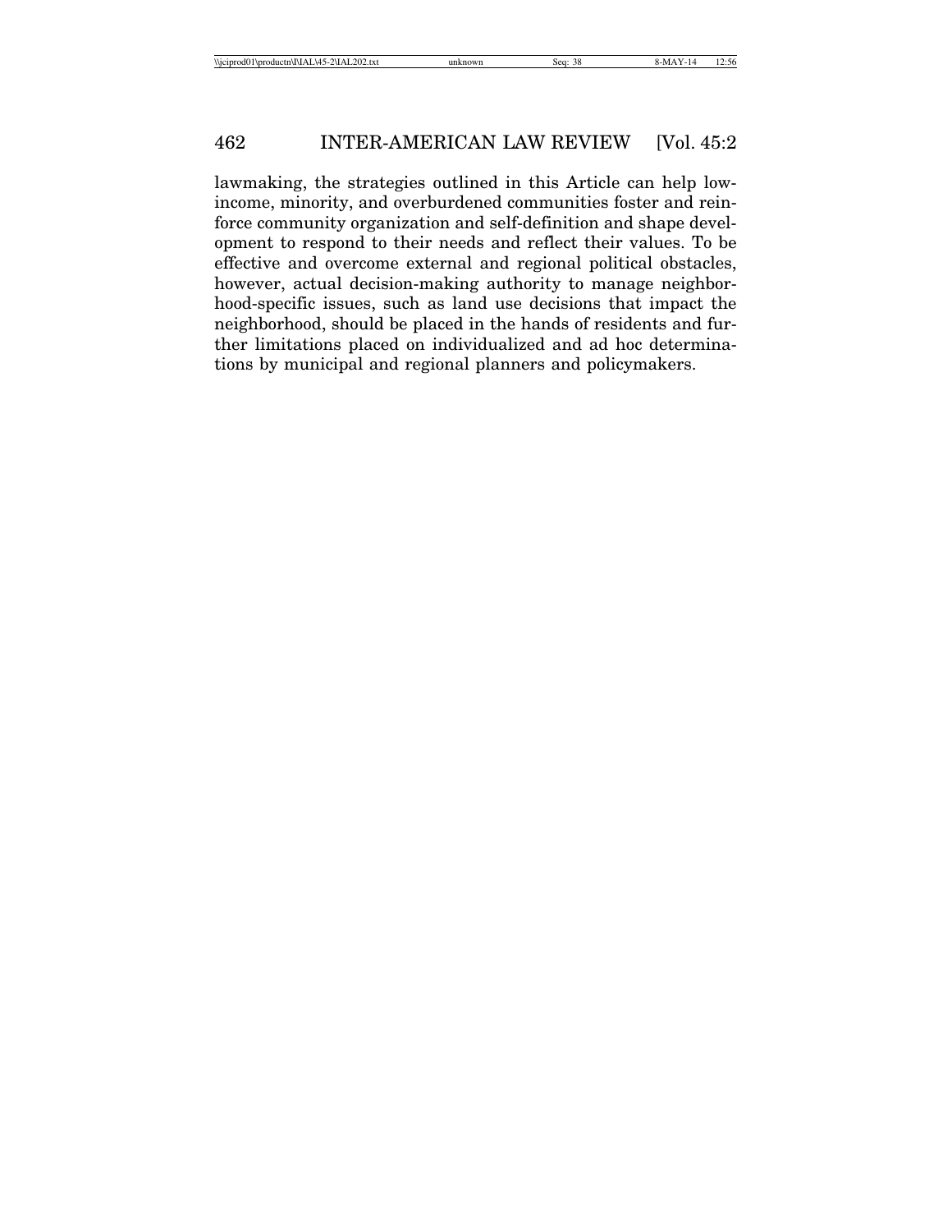lawmaking, the strategies outlined in this Article can help low-income, minority, and overburdened communities foster and reinforce community organization and self-definition and shape development to respond to their needs and reflect their values. To be effective and overcome external and regional political obstacles, however, actual decision-making authority to manage neighborhood-specific issues, such as land use decisions that impact the neighborhood, should be placed in the hands of residents and further limitations placed on individualized and ad hoc determinations by municipal and regional planners and policymakers.